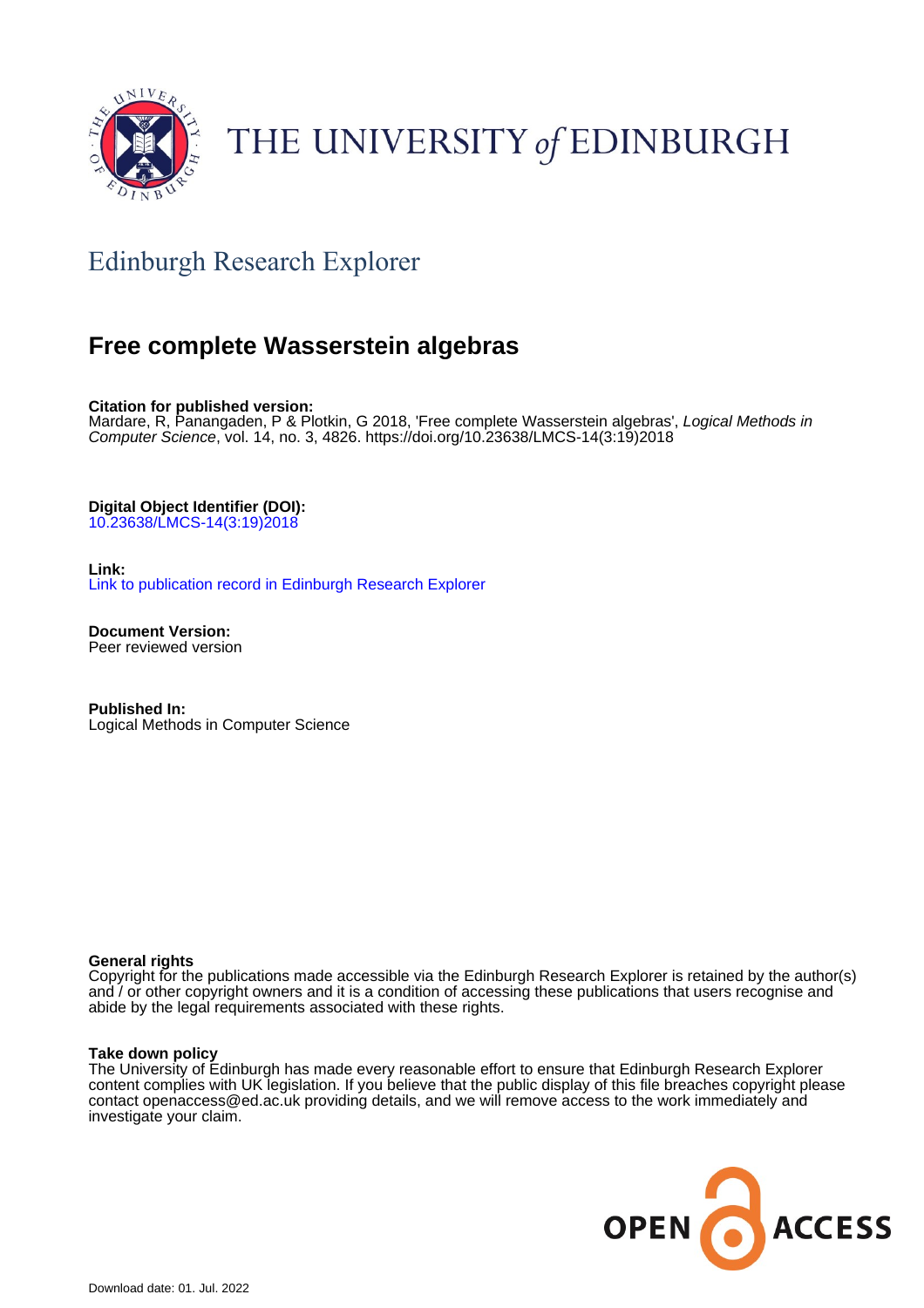THE UNIVERSITY *of* EDINBURGH

## Edinburgh Research Explorer

# Free complete Wasserstein algebras

**Citation for published version:**
Mardare, R, Panangaden, P & Plotkin, G 2018, 'Free complete Wasserstein algebras', *Logical Methods in Computer Science*, vol. 14, no. 3, 4826. https://doi.org/10.23638/LMCS-14(3:19)2018

**Digital Object Identifier (DOI):**
10.23638/LMCS-14(3:19)2018

**Link:**
Link to publication record in Edinburgh Research Explorer

**Document Version:**
Peer reviewed version

**Published In:**
Logical Methods in Computer Science

**General rights**
Copyright for the publications made accessible via the Edinburgh Research Explorer is retained by the author(s) and / or other copyright owners and it is a condition of accessing these publications that users recognise and abide by the legal requirements associated with these rights.

**Take down policy**
The University of Edinburgh has made every reasonable effort to ensure that Edinburgh Research Explorer content complies with UK legislation. If you believe that the public display of this file breaches copyright please contact openaccess@ed.ac.uk providing details, and we will remove access to the work immediately and investigate your claim.

OPEN ACCESS

Download date: 01. Jul. 2022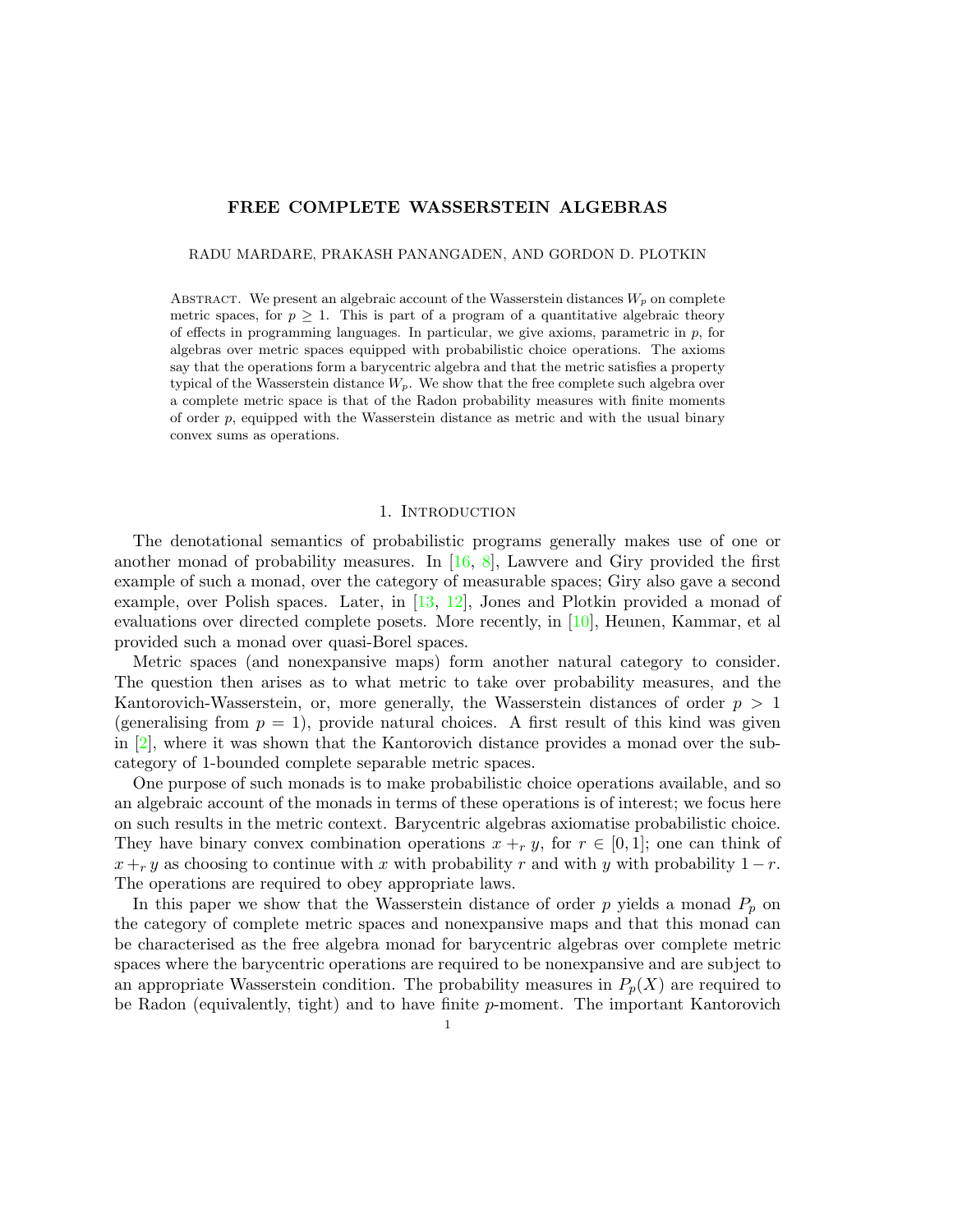# FREE COMPLETE WASSERSTEIN ALGEBRAS

RADU MARDARE, PRAKASH PANANGADEN, AND GORDON D. PLOTKIN

ABSTRACT. We present an algebraic account of the Wasserstein distances $W_p$ on complete metric spaces, for $p \geq 1$. This is part of a program of a quantitative algebraic theory of effects in programming languages. In particular, we give axioms, parametric in $p$, for algebras over metric spaces equipped with probabilistic choice operations. The axioms say that the operations form a barycentric algebra and that the metric satisfies a property typical of the Wasserstein distance $W_p$. We show that the free complete such algebra over a complete metric space is that of the Radon probability measures with finite moments of order $p$, equipped with the Wasserstein distance as metric and with the usual binary convex sums as operations.

## 1. Introduction

The denotational semantics of probabilistic programs generally makes use of one or another monad of probability measures. In [16, 8], Lawvere and Giry provided the first example of such a monad, over the category of measurable spaces; Giry also gave a second example, over Polish spaces. Later, in [13, 12], Jones and Plotkin provided a monad of evaluations over directed complete posets. More recently, in [10], Heunen, Kammar, et al provided such a monad over quasi-Borel spaces.

Metric spaces (and nonexpansive maps) form another natural category to consider. The question then arises as to what metric to take over probability measures, and the Kantorovich-Wasserstein, or, more generally, the Wasserstein distances of order $p > 1$ (generalising from $p = 1$), provide natural choices. A first result of this kind was given in [2], where it was shown that the Kantorovich distance provides a monad over the subcategory of 1-bounded complete separable metric spaces.

One purpose of such monads is to make probabilistic choice operations available, and so an algebraic account of the monads in terms of these operations is of interest; we focus here on such results in the metric context. Barycentric algebras axiomatise probabilistic choice. They have binary convex combination operations $x +_r y$, for $r \in [0, 1]$; one can think of $x +_r y$ as choosing to continue with $x$ with probability $r$ and with $y$ with probability $1 - r$. The operations are required to obey appropriate laws.

In this paper we show that the Wasserstein distance of order $p$ yields a monad $P_p$ on the category of complete metric spaces and nonexpansive maps and that this monad can be characterised as the free algebra monad for barycentric algebras over complete metric spaces where the barycentric operations are required to be nonexpansive and are subject to an appropriate Wasserstein condition. The probability measures in $P_p(X)$ are required to be Radon (equivalently, tight) and to have finite $p$-moment. The important Kantorovich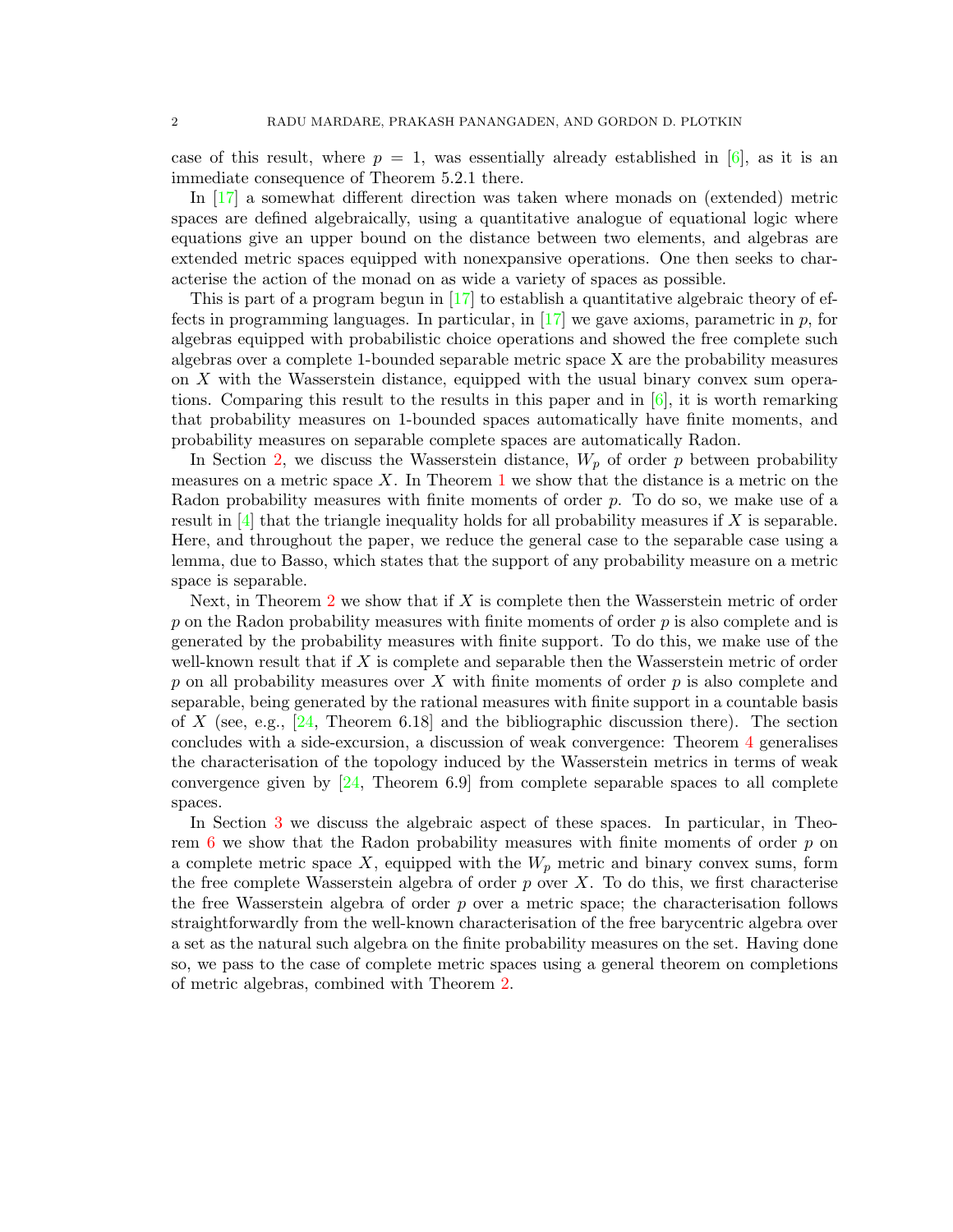case of this result, where $p = 1$, was essentially already established in [6], as it is an immediate consequence of Theorem 5.2.1 there.

In [17] a somewhat different direction was taken where monads on (extended) metric spaces are defined algebraically, using a quantitative analogue of equational logic where equations give an upper bound on the distance between two elements, and algebras are extended metric spaces equipped with nonexpansive operations. One then seeks to characterise the action of the monad on as wide a variety of spaces as possible.

This is part of a program begun in [17] to establish a quantitative algebraic theory of effects in programming languages. In particular, in [17] we gave axioms, parametric in $p$, for algebras equipped with probabilistic choice operations and showed the free complete such algebras over a complete 1-bounded separable metric space X are the probability measures on $X$ with the Wasserstein distance, equipped with the usual binary convex sum operations. Comparing this result to the results in this paper and in [6], it is worth remarking that probability measures on 1-bounded spaces automatically have finite moments, and probability measures on separable complete spaces are automatically Radon.

In Section 2, we discuss the Wasserstein distance, $W_p$ of order $p$ between probability measures on a metric space $X$. In Theorem 1 we show that the distance is a metric on the Radon probability measures with finite moments of order $p$. To do so, we make use of a result in [4] that the triangle inequality holds for all probability measures if $X$ is separable. Here, and throughout the paper, we reduce the general case to the separable case using a lemma, due to Basso, which states that the support of any probability measure on a metric space is separable.

Next, in Theorem 2 we show that if $X$ is complete then the Wasserstein metric of order $p$ on the Radon probability measures with finite moments of order $p$ is also complete and is generated by the probability measures with finite support. To do this, we make use of the well-known result that if $X$ is complete and separable then the Wasserstein metric of order $p$ on all probability measures over $X$ with finite moments of order $p$ is also complete and separable, being generated by the rational measures with finite support in a countable basis of $X$ (see, e.g., [24, Theorem 6.18] and the bibliographic discussion there). The section concludes with a side-excursion, a discussion of weak convergence: Theorem 4 generalises the characterisation of the topology induced by the Wasserstein metrics in terms of weak convergence given by [24, Theorem 6.9] from complete separable spaces to all complete spaces.

In Section 3 we discuss the algebraic aspect of these spaces. In particular, in Theorem 6 we show that the Radon probability measures with finite moments of order $p$ on a complete metric space $X$, equipped with the $W_p$ metric and binary convex sums, form the free complete Wasserstein algebra of order $p$ over $X$. To do this, we first characterise the free Wasserstein algebra of order $p$ over a metric space; the characterisation follows straightforwardly from the well-known characterisation of the free barycentric algebra over a set as the natural such algebra on the finite probability measures on the set. Having done so, we pass to the case of complete metric spaces using a general theorem on completions of metric algebras, combined with Theorem 2.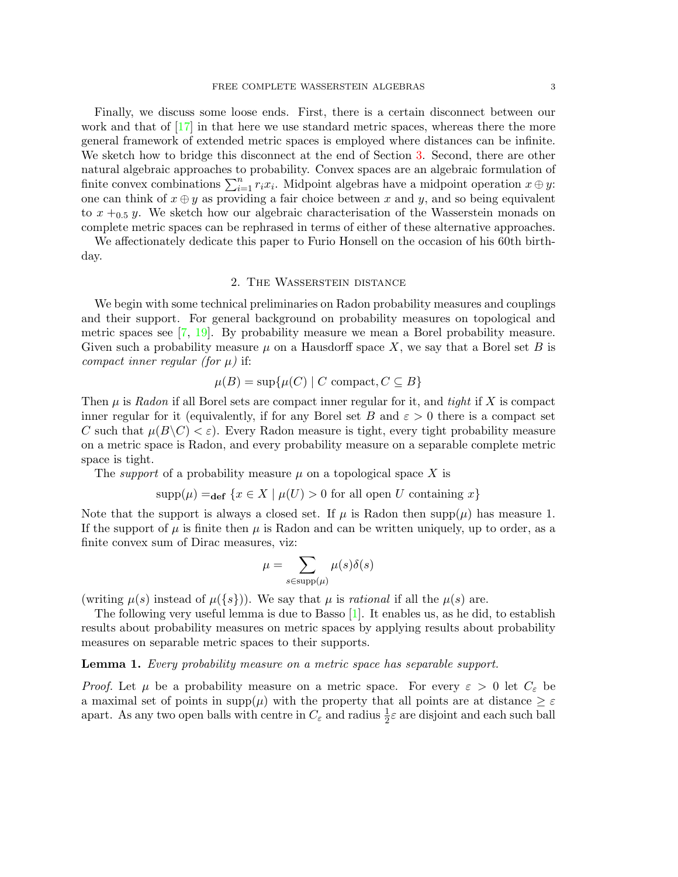Finally, we discuss some loose ends. First, there is a certain disconnect between our work and that of [17] in that here we use standard metric spaces, whereas there the more general framework of extended metric spaces is employed where distances can be infinite. We sketch how to bridge this disconnect at the end of Section 3. Second, there are other natural algebraic approaches to probability. Convex spaces are an algebraic formulation of finite convex combinations $\sum_{i=1}^{n} r_i x_i$. Midpoint algebras have a midpoint operation $x \oplus y$: one can think of $x \oplus y$ as providing a fair choice between $x$ and $y$, and so being equivalent to $x +_{0.5} y$. We sketch how our algebraic characterisation of the Wasserstein monads on complete metric spaces can be rephrased in terms of either of these alternative approaches.

We affectionately dedicate this paper to Furio Honsell on the occasion of his 60th birthday.

## 2. The Wasserstein distance

We begin with some technical preliminaries on Radon probability measures and couplings and their support. For general background on probability measures on topological and metric spaces see [7, 19]. By probability measure we mean a Borel probability measure. Given such a probability measure $\mu$ on a Hausdorff space $X$, we say that a Borel set $B$ is *compact inner regular (for $\mu$)* if:

$$\mu(B) = \sup\{\mu(C) \mid C \text{ compact}, C \subseteq B\}$$

Then $\mu$ is *Radon* if all Borel sets are compact inner regular for it, and *tight* if $X$ is compact inner regular for it (equivalently, if for any Borel set $B$ and $\varepsilon > 0$ there is a compact set $C$ such that $\mu(B \backslash C) < \varepsilon$). Every Radon measure is tight, every tight probability measure on a metric space is Radon, and every probability measure on a separable complete metric space is tight.

The *support* of a probability measure $\mu$ on a topological space $X$ is

$$\mathrm{supp}(\mu) =_{\mathbf{def}} \{x \in X \mid \mu(U) > 0 \text{ for all open } U \text{ containing } x\}$$

Note that the support is always a closed set. If $\mu$ is Radon then $\mathrm{supp}(\mu)$ has measure 1. If the support of $\mu$ is finite then $\mu$ is Radon and can be written uniquely, up to order, as a finite convex sum of Dirac measures, viz:

$$\mu = \sum_{s \in \mathrm{supp}(\mu)} \mu(s)\delta(s)$$

(writing $\mu(s)$ instead of $\mu(\{s\})$). We say that $\mu$ is *rational* if all the $\mu(s)$ are.

The following very useful lemma is due to Basso [1]. It enables us, as he did, to establish results about probability measures on metric spaces by applying results about probability measures on separable metric spaces to their supports.

**Lemma 1.** *Every probability measure on a metric space has separable support.*

*Proof.* Let $\mu$ be a probability measure on a metric space. For every $\varepsilon > 0$ let $C_\varepsilon$ be a maximal set of points in $\mathrm{supp}(\mu)$ with the property that all points are at distance $\geq \varepsilon$ apart. As any two open balls with centre in $C_\varepsilon$ and radius $\frac{1}{2}\varepsilon$ are disjoint and each such ball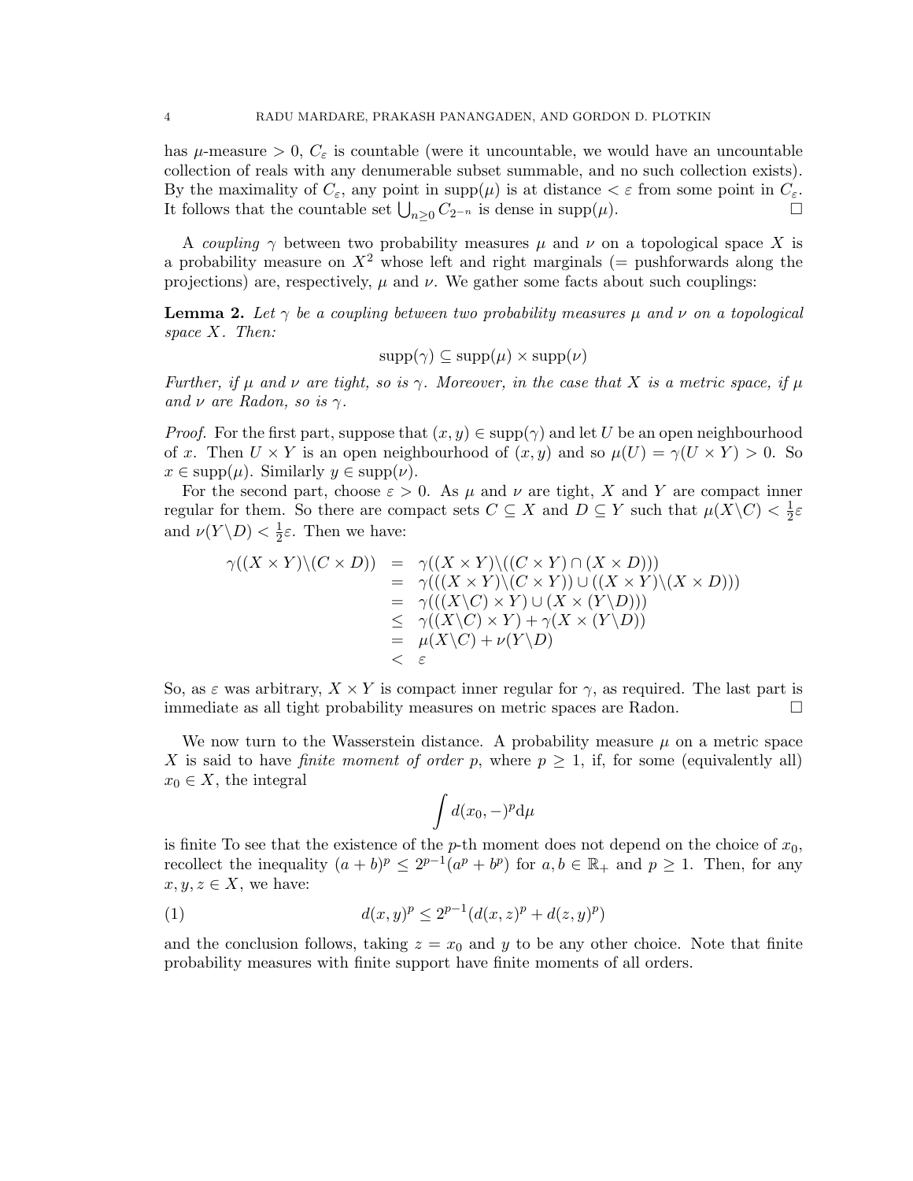has $\mu$-measure $> 0$, $C_\varepsilon$ is countable (were it uncountable, we would have an uncountable collection of reals with any denumerable subset summable, and no such collection exists). By the maximality of $C_\varepsilon$, any point in $\mathrm{supp}(\mu)$ is at distance $< \varepsilon$ from some point in $C_\varepsilon$. It follows that the countable set $\bigcup_{n\geq 0} C_{2^{-n}}$ is dense in $\mathrm{supp}(\mu)$. □

A *coupling* $\gamma$ between two probability measures $\mu$ and $\nu$ on a topological space $X$ is a probability measure on $X^2$ whose left and right marginals (= pushforwards along the projections) are, respectively, $\mu$ and $\nu$. We gather some facts about such couplings:

**Lemma 2.** *Let $\gamma$ be a coupling between two probability measures $\mu$ and $\nu$ on a topological space $X$. Then:*

$$\mathrm{supp}(\gamma) \subseteq \mathrm{supp}(\mu) \times \mathrm{supp}(\nu)$$

*Further, if $\mu$ and $\nu$ are tight, so is $\gamma$. Moreover, in the case that $X$ is a metric space, if $\mu$ and $\nu$ are Radon, so is $\gamma$.*

*Proof.* For the first part, suppose that $(x, y) \in \mathrm{supp}(\gamma)$ and let $U$ be an open neighbourhood of $x$. Then $U \times Y$ is an open neighbourhood of $(x, y)$ and so $\mu(U) = \gamma(U \times Y) > 0$. So $x \in \mathrm{supp}(\mu)$. Similarly $y \in \mathrm{supp}(\nu)$.

For the second part, choose $\varepsilon > 0$. As $\mu$ and $\nu$ are tight, $X$ and $Y$ are compact inner regular for them. So there are compact sets $C \subseteq X$ and $D \subseteq Y$ such that $\mu(X\backslash C) < \frac{1}{2}\varepsilon$ and $\nu(Y\backslash D) < \frac{1}{2}\varepsilon$. Then we have:

$$\begin{array}{rcl}
\gamma((X \times Y)\backslash(C \times D)) & = & \gamma((X \times Y)\backslash((C \times Y) \cap (X \times D))) \\
& = & \gamma(((X \times Y)\backslash(C \times Y)) \cup ((X \times Y)\backslash(X \times D))) \\
& = & \gamma(((X\backslash C) \times Y) \cup (X \times (Y\backslash D))) \\
& \leq & \gamma((X\backslash C) \times Y) + \gamma(X \times (Y\backslash D)) \\
& = & \mu(X\backslash C) + \nu(Y\backslash D) \\
& < & \varepsilon
\end{array}$$

So, as $\varepsilon$ was arbitrary, $X \times Y$ is compact inner regular for $\gamma$, as required. The last part is immediate as all tight probability measures on metric spaces are Radon. □

We now turn to the Wasserstein distance. A probability measure $\mu$ on a metric space $X$ is said to have *finite moment of order* $p$, where $p \geq 1$, if, for some (equivalently all) $x_0 \in X$, the integral

$$\int d(x_0, -)^p \mathrm{d}\mu$$

is finite To see that the existence of the $p$-th moment does not depend on the choice of $x_0$, recollect the inequality $(a + b)^p \leq 2^{p-1}(a^p + b^p)$ for $a, b \in \mathbb{R}_+$ and $p \geq 1$. Then, for any $x, y, z \in X$, we have:

$$d(x, y)^p \leq 2^{p-1}(d(x, z)^p + d(z, y)^p) \tag{1}$$

and the conclusion follows, taking $z = x_0$ and $y$ to be any other choice. Note that finite probability measures with finite support have finite moments of all orders.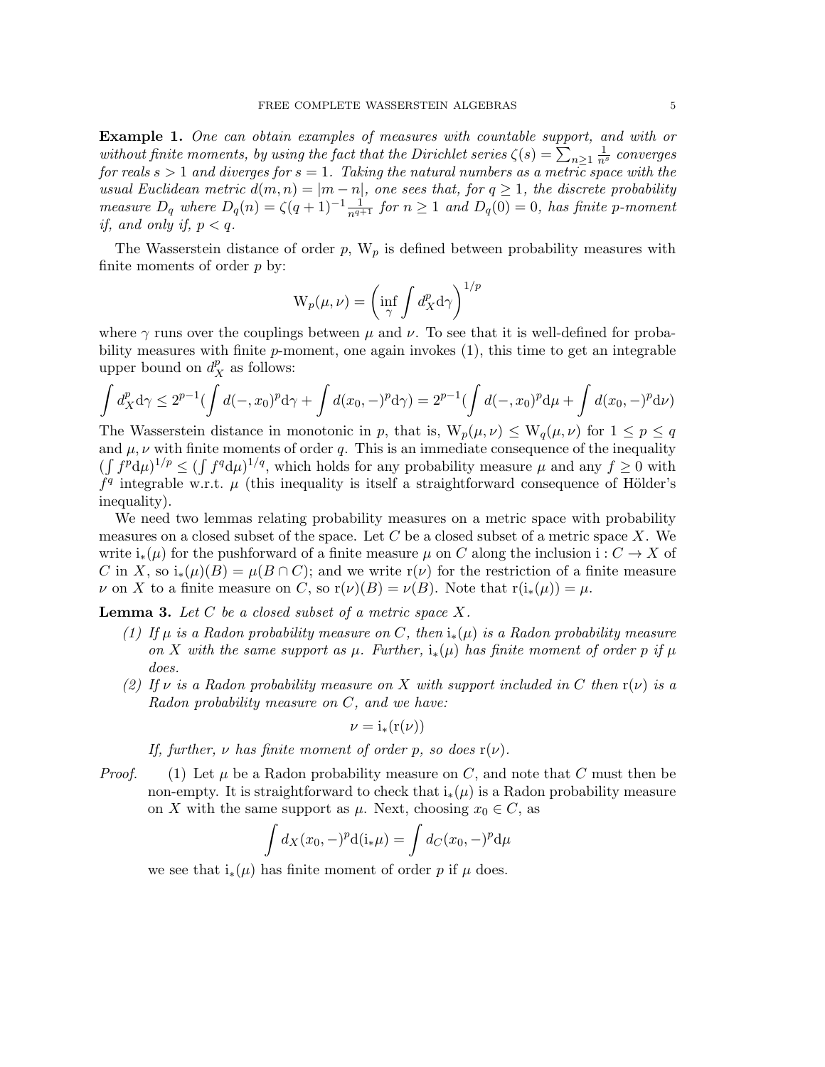**Example 1.** *One can obtain examples of measures with countable support, and with or without finite moments, by using the fact that the Dirichlet series $\zeta(s) = \sum_{n\geq 1} \frac{1}{n^s}$ converges for reals $s > 1$ and diverges for $s = 1$. Taking the natural numbers as a metric space with the usual Euclidean metric $d(m, n) = |m - n|$, one sees that, for $q \geq 1$, the discrete probability measure $D_q$ where $D_q(n) = \zeta(q+1)^{-1}\frac{1}{n^{q+1}}$ for $n \geq 1$ and $D_q(0) = 0$, has finite $p$-moment if, and only if, $p < q$.*

The Wasserstein distance of order $p$, $\mathrm{W}_p$ is defined between probability measures with finite moments of order $p$ by:

$$\mathrm{W}_p(\mu, \nu) = \left(\inf_\gamma \int d_X^p \mathrm{d}\gamma\right)^{1/p}$$

where $\gamma$ runs over the couplings between $\mu$ and $\nu$. To see that it is well-defined for probability measures with finite $p$-moment, one again invokes (1), this time to get an integrable upper bound on $d_X^p$ as follows:

$$\int d_X^p \mathrm{d}\gamma \leq 2^{p-1}(\int d(-, x_0)^p \mathrm{d}\gamma + \int d(x_0, -)^p \mathrm{d}\gamma) = 2^{p-1}(\int d(-, x_0)^p \mathrm{d}\mu + \int d(x_0, -)^p \mathrm{d}\nu)$$

The Wasserstein distance in monotonic in $p$, that is, $\mathrm{W}_p(\mu, \nu) \leq \mathrm{W}_q(\mu, \nu)$ for $1 \leq p \leq q$ and $\mu, \nu$ with finite moments of order $q$. This is an immediate consequence of the inequality $(\int f^p \mathrm{d}\mu)^{1/p} \leq (\int f^q \mathrm{d}\mu)^{1/q}$, which holds for any probability measure $\mu$ and any $f \geq 0$ with $f^q$ integrable w.r.t. $\mu$ (this inequality is itself a straightforward consequence of Hölder's inequality).

We need two lemmas relating probability measures on a metric space with probability measures on a closed subset of the space. Let $C$ be a closed subset of a metric space $X$. We write $\mathrm{i}_*(\mu)$ for the pushforward of a finite measure $\mu$ on $C$ along the inclusion $\mathrm{i} : C \to X$ of $C$ in $X$, so $\mathrm{i}_*(\mu)(B) = \mu(B \cap C)$; and we write $\mathrm{r}(\nu)$ for the restriction of a finite measure $\nu$ on $X$ to a finite measure on $C$, so $\mathrm{r}(\nu)(B) = \nu(B)$. Note that $\mathrm{r}(\mathrm{i}_*(\mu)) = \mu$.

**Lemma 3.** *Let $C$ be a closed subset of a metric space $X$.*

1. *If $\mu$ is a Radon probability measure on $C$, then $\mathrm{i}_*(\mu)$ is a Radon probability measure on $X$ with the same support as $\mu$. Further, $\mathrm{i}_*(\mu)$ has finite moment of order $p$ if $\mu$ does.*
2. *If $\nu$ is a Radon probability measure on $X$ with support included in $C$ then $\mathrm{r}(\nu)$ is a Radon probability measure on $C$, and we have:*

$$\nu = \mathrm{i}_*(\mathrm{r}(\nu))$$

*If, further, $\nu$ has finite moment of order $p$, so does $\mathrm{r}(\nu)$.*

*Proof.* (1) Let $\mu$ be a Radon probability measure on $C$, and note that $C$ must then be non-empty. It is straightforward to check that $\mathrm{i}_*(\mu)$ is a Radon probability measure on $X$ with the same support as $\mu$. Next, choosing $x_0 \in C$, as

$$\int d_X(x_0, -)^p \mathrm{d}(\mathrm{i}_*\mu) = \int d_C(x_0, -)^p \mathrm{d}\mu$$

we see that $\mathrm{i}_*(\mu)$ has finite moment of order $p$ if $\mu$ does.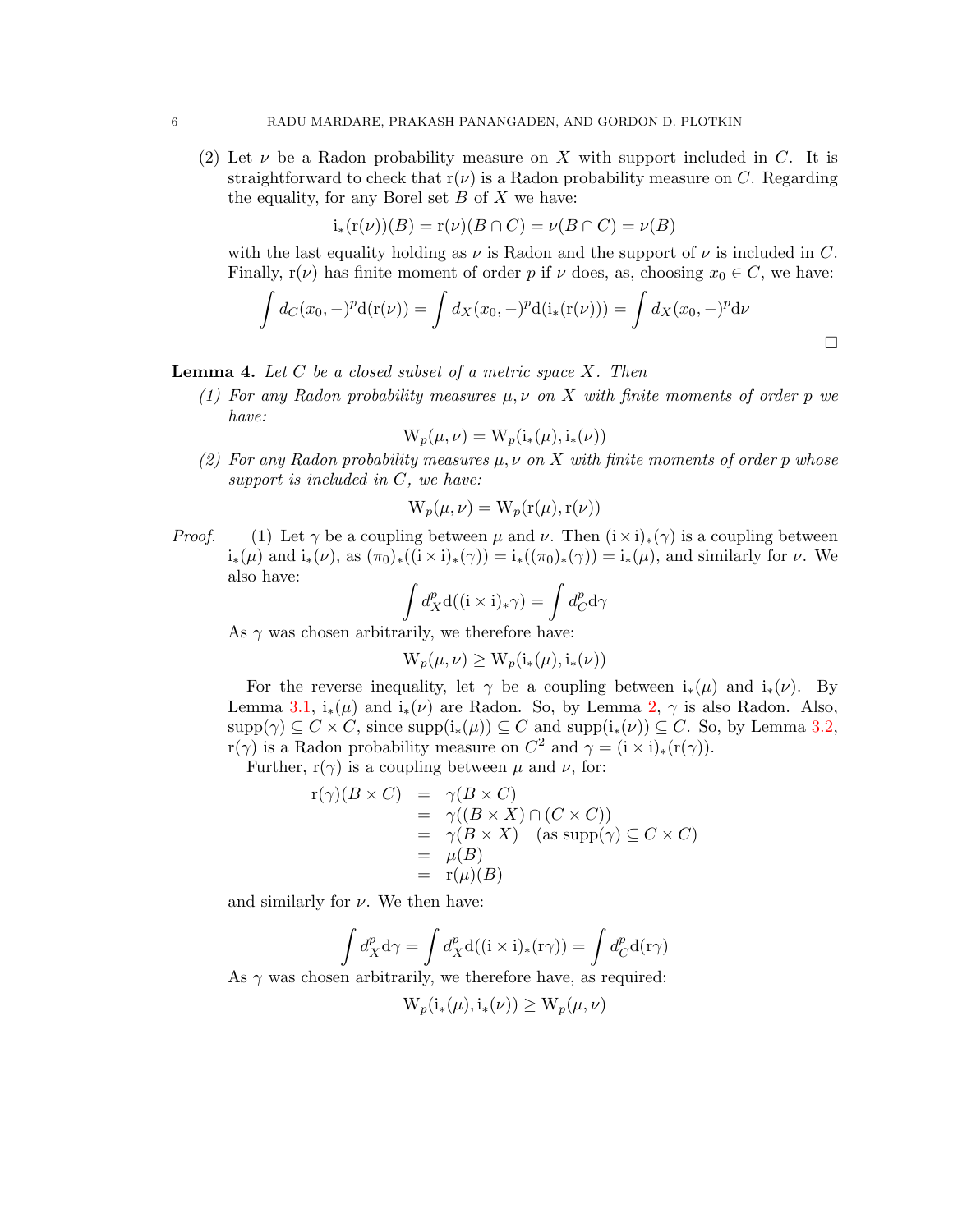(2) Let $\nu$ be a Radon probability measure on $X$ with support included in $C$. It is straightforward to check that $\mathrm{r}(\nu)$ is a Radon probability measure on $C$. Regarding the equality, for any Borel set $B$ of $X$ we have:

$$\mathrm{i}_*(\mathrm{r}(\nu))(B) = \mathrm{r}(\nu)(B \cap C) = \nu(B \cap C) = \nu(B)$$

with the last equality holding as $\nu$ is Radon and the support of $\nu$ is included in $C$. Finally, $\mathrm{r}(\nu)$ has finite moment of order $p$ if $\nu$ does, as, choosing $x_0 \in C$, we have:

$$\int d_C(x_0, -)^p \mathrm{d}(\mathrm{r}(\nu)) = \int d_X(x_0, -)^p \mathrm{d}(\mathrm{i}_*(\mathrm{r}(\nu))) = \int d_X(x_0, -)^p \mathrm{d}\nu$$

□

**Lemma 4.** *Let $C$ be a closed subset of a metric space $X$. Then*

*(1) For any Radon probability measures $\mu, \nu$ on $X$ with finite moments of order $p$ we have:*

$$\mathrm{W}_p(\mu, \nu) = \mathrm{W}_p(\mathrm{i}_*(\mu), \mathrm{i}_*(\nu))$$

*(2) For any Radon probability measures $\mu, \nu$ on $X$ with finite moments of order $p$ whose support is included in $C$, we have:*

$$\mathrm{W}_p(\mu, \nu) = \mathrm{W}_p(\mathrm{r}(\mu), \mathrm{r}(\nu))$$

*Proof.* (1) Let $\gamma$ be a coupling between $\mu$ and $\nu$. Then $(\mathrm{i} \times \mathrm{i})_*(\gamma)$ is a coupling between $\mathrm{i}_*(\mu)$ and $\mathrm{i}_*(\nu)$, as $(\pi_0)_*((\mathrm{i} \times \mathrm{i})_*(\gamma)) = \mathrm{i}_*((\pi_0)_*(\gamma)) = \mathrm{i}_*(\mu)$, and similarly for $\nu$. We also have:

$$\int d_X^p \mathrm{d}((\mathrm{i} \times \mathrm{i})_* \gamma) = \int d_C^p \mathrm{d}\gamma$$

As $\gamma$ was chosen arbitrarily, we therefore have:

$$\mathrm{W}_p(\mu, \nu) \geq \mathrm{W}_p(\mathrm{i}_*(\mu), \mathrm{i}_*(\nu))$$

For the reverse inequality, let $\gamma$ be a coupling between $\mathrm{i}_*(\mu)$ and $\mathrm{i}_*(\nu)$. By Lemma 3.1, $\mathrm{i}_*(\mu)$ and $\mathrm{i}_*(\nu)$ are Radon. So, by Lemma 2, $\gamma$ is also Radon. Also, $\mathrm{supp}(\gamma) \subseteq C \times C$, since $\mathrm{supp}(\mathrm{i}_*(\mu)) \subseteq C$ and $\mathrm{supp}(\mathrm{i}_*(\nu)) \subseteq C$. So, by Lemma 3.2, $\mathrm{r}(\gamma)$ is a Radon probability measure on $C^2$ and $\gamma = (\mathrm{i} \times \mathrm{i})_*(\mathrm{r}(\gamma))$.

Further, $\mathrm{r}(\gamma)$ is a coupling between $\mu$ and $\nu$, for:

$$\begin{array}{rcl}
\mathrm{r}(\gamma)(B \times C) & = & \gamma(B \times C) \\
& = & \gamma((B \times X) \cap (C \times C)) \\
& = & \gamma(B \times X) \quad (\text{as } \mathrm{supp}(\gamma) \subseteq C \times C) \\
& = & \mu(B) \\
& = & \mathrm{r}(\mu)(B)
\end{array}$$

and similarly for $\nu$. We then have:

$$\int d_X^p \mathrm{d}\gamma = \int d_X^p \mathrm{d}((\mathrm{i} \times \mathrm{i})_*(\mathrm{r}\gamma)) = \int d_C^p \mathrm{d}(\mathrm{r}\gamma)$$

As $\gamma$ was chosen arbitrarily, we therefore have, as required:

$$\mathrm{W}_p(\mathrm{i}_*(\mu), \mathrm{i}_*(\nu)) \geq \mathrm{W}_p(\mu, \nu)$$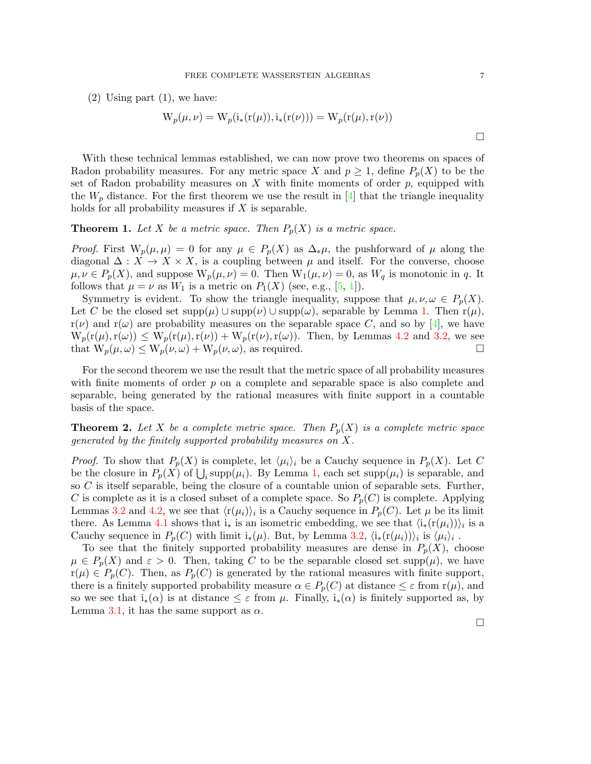(2) Using part (1), we have:

$$\mathrm{W}_p(\mu,\nu) = \mathrm{W}_p(\mathrm{i}_*(\mathrm{r}(\mu)), \mathrm{i}_*(\mathrm{r}(\nu))) = \mathrm{W}_p(\mathrm{r}(\mu), \mathrm{r}(\nu))$$

□

With these technical lemmas established, we can now prove two theorems on spaces of Radon probability measures. For any metric space $X$ and $p \geq 1$, define $P_p(X)$ to be the set of Radon probability measures on $X$ with finite moments of order $p$, equipped with the $W_p$ distance. For the first theorem we use the result in [4] that the triangle inequality holds for all probability measures if $X$ is separable.

**Theorem 1.** *Let $X$ be a metric space. Then $P_p(X)$ is a metric space.*

*Proof.* First $\mathrm{W}_p(\mu,\mu) = 0$ for any $\mu \in P_p(X)$ as $\Delta_*\mu$, the pushforward of $\mu$ along the diagonal $\Delta : X \to X \times X$, is a coupling between $\mu$ and itself. For the converse, choose $\mu, \nu \in P_p(X)$, and suppose $\mathrm{W}_p(\mu,\nu) = 0$. Then $\mathrm{W}_1(\mu,\nu) = 0$, as $W_q$ is monotonic in $q$. It follows that $\mu = \nu$ as $W_1$ is a metric on $P_1(X)$ (see, e.g., [5, 1]).

Symmetry is evident. To show the triangle inequality, suppose that $\mu, \nu, \omega \in P_p(X)$. Let $C$ be the closed set $\mathrm{supp}(\mu) \cup \mathrm{supp}(\nu) \cup \mathrm{supp}(\omega)$, separable by Lemma 1. Then $\mathrm{r}(\mu)$, $\mathrm{r}(\nu)$ and $\mathrm{r}(\omega)$ are probability measures on the separable space $C$, and so by [4], we have $\mathrm{W}_p(\mathrm{r}(\mu), \mathrm{r}(\omega)) \leq \mathrm{W}_p(\mathrm{r}(\mu), \mathrm{r}(\nu)) + \mathrm{W}_p(\mathrm{r}(\nu), \mathrm{r}(\omega))$. Then, by Lemmas 4.2 and 3.2, we see that $\mathrm{W}_p(\mu,\omega) \leq \mathrm{W}_p(\nu,\omega) + \mathrm{W}_p(\nu,\omega)$, as required. □

For the second theorem we use the result that the metric space of all probability measures with finite moments of order $p$ on a complete and separable space is also complete and separable, being generated by the rational measures with finite support in a countable basis of the space.

**Theorem 2.** *Let $X$ be a complete metric space. Then $P_p(X)$ is a complete metric space generated by the finitely supported probability measures on $X$.*

*Proof.* To show that $P_p(X)$ is complete, let $\langle \mu_i \rangle_i$ be a Cauchy sequence in $P_p(X)$. Let $C$ be the closure in $P_p(X)$ of $\bigcup_i \mathrm{supp}(\mu_i)$. By Lemma 1, each set $\mathrm{supp}(\mu_i)$ is separable, and so $C$ is itself separable, being the closure of a countable union of separable sets. Further, $C$ is complete as it is a closed subset of a complete space. So $P_p(C)$ is complete. Applying Lemmas 3.2 and 4.2, we see that $\langle \mathrm{r}(\mu_i) \rangle_i$ is a Cauchy sequence in $P_p(C)$. Let $\mu$ be its limit there. As Lemma 4.1 shows that $\mathrm{i}_*$ is an isometric embedding, we see that $\langle \mathrm{i}_*(\mathrm{r}(\mu_i)) \rangle_i$ is a Cauchy sequence in $P_p(C)$ with limit $\mathrm{i}_*(\mu)$. But, by Lemma 3.2, $\langle \mathrm{i}_*(\mathrm{r}(\mu_i)) \rangle_i$ is $\langle \mu_i \rangle_i$ .

To see that the finitely supported probability measures are dense in $P_p(X)$, choose $\mu \in P_p(X)$ and $\varepsilon > 0$. Then, taking $C$ to be the separable closed set $\mathrm{supp}(\mu)$, we have $\mathrm{r}(\mu) \in P_p(C)$. Then, as $P_p(C)$ is generated by the rational measures with finite support, there is a finitely supported probability measure $\alpha \in P_p(C)$ at distance $\leq \varepsilon$ from $\mathrm{r}(\mu)$, and so we see that $\mathrm{i}_*(\alpha)$ is at distance $\leq \varepsilon$ from $\mu$. Finally, $\mathrm{i}_*(\alpha)$ is finitely supported as, by Lemma 3.1, it has the same support as $\alpha$.

□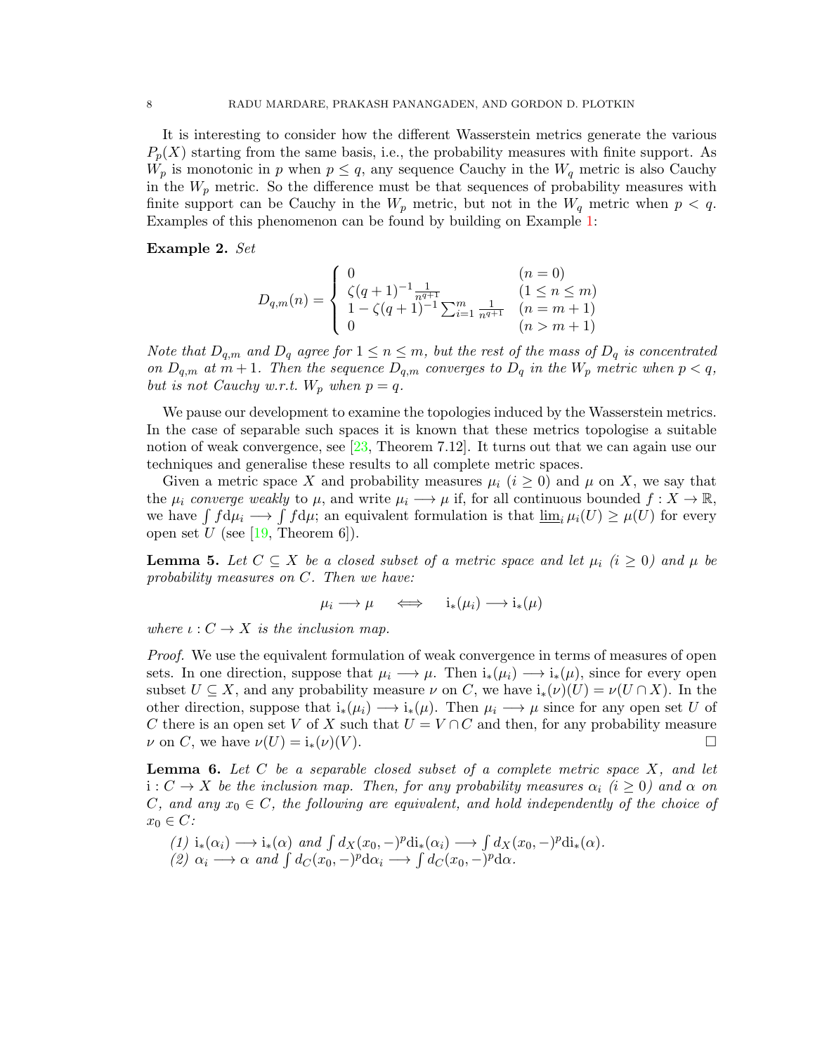It is interesting to consider how the different Wasserstein metrics generate the various $P_p(X)$ starting from the same basis, i.e., the probability measures with finite support. As $W_p$ is monotonic in $p$ when $p \leq q$, any sequence Cauchy in the $W_q$ metric is also Cauchy in the $W_p$ metric. So the difference must be that sequences of probability measures with finite support can be Cauchy in the $W_p$ metric, but not in the $W_q$ metric when $p < q$. Examples of this phenomenon can be found by building on Example 1:

**Example 2.** *Set*

$$D_{q,m}(n) = \begin{cases} 0 & (n = 0) \\ \zeta(q+1)^{-1}\frac{1}{n^{q+1}} & (1 \leq n \leq m) \\ 1 - \zeta(q+1)^{-1}\sum_{i=1}^{m}\frac{1}{n^{q+1}} & (n = m+1) \\ 0 & (n > m+1) \end{cases}$$

*Note that $D_{q,m}$ and $D_q$ agree for $1 \leq n \leq m$, but the rest of the mass of $D_q$ is concentrated on $D_{q,m}$ at $m+1$. Then the sequence $D_{q,m}$ converges to $D_q$ in the $W_p$ metric when $p < q$, but is not Cauchy w.r.t. $W_p$ when $p = q$.*

We pause our development to examine the topologies induced by the Wasserstein metrics. In the case of separable such spaces it is known that these metrics topologise a suitable notion of weak convergence, see [23, Theorem 7.12]. It turns out that we can again use our techniques and generalise these results to all complete metric spaces.

Given a metric space $X$ and probability measures $\mu_i$ $(i \geq 0)$ and $\mu$ on $X$, we say that the $\mu_i$ *converge weakly* to $\mu$, and write $\mu_i \longrightarrow \mu$ if, for all continuous bounded $f : X \to \mathbb{R}$, we have $\int f \mathrm{d}\mu_i \longrightarrow \int f \mathrm{d}\mu$; an equivalent formulation is that $\underline{\lim}_i\, \mu_i(U) \geq \mu(U)$ for every open set $U$ (see [19, Theorem 6]).

**Lemma 5.** *Let $C \subseteq X$ be a closed subset of a metric space and let $\mu_i$ $(i \geq 0)$ and $\mu$ be probability measures on $C$. Then we have:*

$$\mu_i \longrightarrow \mu \quad \iff \quad \mathrm{i}_*(\mu_i) \longrightarrow \mathrm{i}_*(\mu)$$

*where $\iota : C \to X$ is the inclusion map.*

*Proof.* We use the equivalent formulation of weak convergence in terms of measures of open sets. In one direction, suppose that $\mu_i \longrightarrow \mu$. Then $\mathrm{i}_*(\mu_i) \longrightarrow \mathrm{i}_*(\mu)$, since for every open subset $U \subseteq X$, and any probability measure $\nu$ on $C$, we have $\mathrm{i}_*(\nu)(U) = \nu(U \cap X)$. In the other direction, suppose that $\mathrm{i}_*(\mu_i) \longrightarrow \mathrm{i}_*(\mu)$. Then $\mu_i \longrightarrow \mu$ since for any open set $U$ of $C$ there is an open set $V$ of $X$ such that $U = V \cap C$ and then, for any probability measure $\nu$ on $C$, we have $\nu(U) = \mathrm{i}_*(\nu)(V)$. $\square$

**Lemma 6.** *Let $C$ be a separable closed subset of a complete metric space $X$, and let $\mathrm{i} : C \to X$ be the inclusion map. Then, for any probability measures $\alpha_i$ $(i \geq 0)$ and $\alpha$ on $C$, and any $x_0 \in C$, the following are equivalent, and hold independently of the choice of $x_0 \in C$:*

*(1)* $\mathrm{i}_*(\alpha_i) \longrightarrow \mathrm{i}_*(\alpha)$ *and* $\int d_X(x_0, -)^p \mathrm{d}\mathrm{i}_*(\alpha_i) \longrightarrow \int d_X(x_0, -)^p \mathrm{d}\mathrm{i}_*(\alpha)$.
*(2)* $\alpha_i \longrightarrow \alpha$ *and* $\int d_C(x_0, -)^p \mathrm{d}\alpha_i \longrightarrow \int d_C(x_0, -)^p \mathrm{d}\alpha$.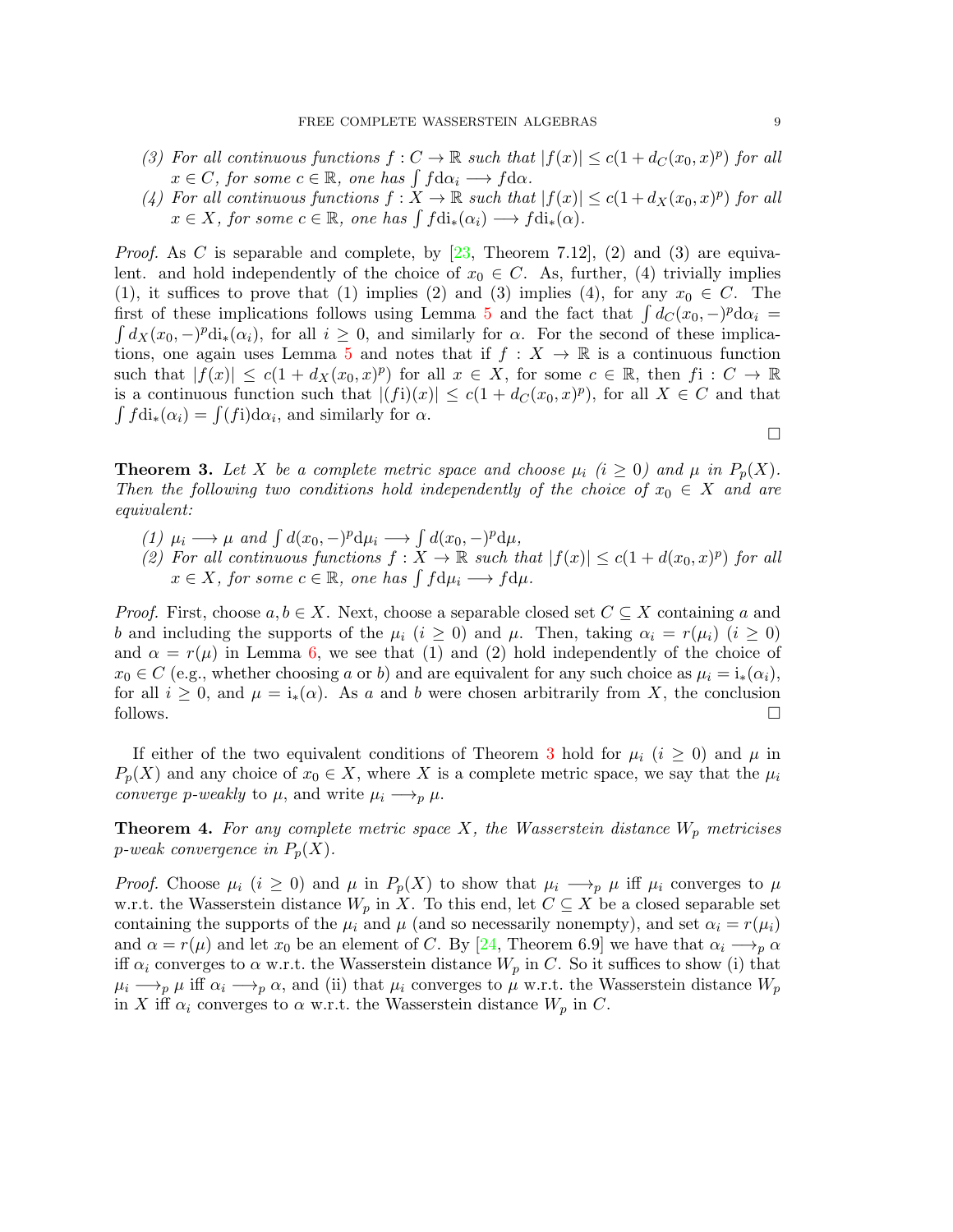(3) *For all continuous functions $f : C \to \mathbb{R}$ such that $|f(x)| \leq c(1 + d_C(x_0, x)^p)$ for all $x \in C$, for some $c \in \mathbb{R}$, one has $\int f \mathrm{d}\alpha_i \longrightarrow f \mathrm{d}\alpha$.*

(4) *For all continuous functions $f : X \to \mathbb{R}$ such that $|f(x)| \leq c(1 + d_X(x_0, x)^p)$ for all $x \in X$, for some $c \in \mathbb{R}$, one has $\int f \mathrm{d}\mathrm{i}_*(\alpha_i) \longrightarrow f \mathrm{d}\mathrm{i}_*(\alpha)$.*

*Proof.* As $C$ is separable and complete, by [23, Theorem 7.12], (2) and (3) are equivalent. and hold independently of the choice of $x_0 \in C$. As, further, (4) trivially implies (1), it suffices to prove that (1) implies (2) and (3) implies (4), for any $x_0 \in C$. The first of these implications follows using Lemma 5 and the fact that $\int d_C(x_0, -)^p \mathrm{d}\alpha_i = \int d_X(x_0, -)^p \mathrm{d}\mathrm{i}_*(\alpha_i)$, for all $i \geq 0$, and similarly for $\alpha$. For the second of these implications, one again uses Lemma 5 and notes that if $f : X \to \mathbb{R}$ is a continuous function such that $|f(x)| \leq c(1 + d_X(x_0, x)^p)$ for all $x \in X$, for some $c \in \mathbb{R}$, then $f\mathrm{i} : C \to \mathbb{R}$ is a continuous function such that $|(f\mathrm{i})(x)| \leq c(1 + d_C(x_0, x)^p)$, for all $X \in C$ and that $\int f \mathrm{d}\mathrm{i}_*(\alpha_i) = \int (f\mathrm{i}) \mathrm{d}\alpha_i$, and similarly for $\alpha$. □

**Theorem 3.** *Let $X$ be a complete metric space and choose $\mu_i$ ($i \geq 0$) and $\mu$ in $P_p(X)$. Then the following two conditions hold independently of the choice of $x_0 \in X$ and are equivalent:*

(1) *$\mu_i \longrightarrow \mu$ and $\int d(x_0, -)^p \mathrm{d}\mu_i \longrightarrow \int d(x_0, -)^p \mathrm{d}\mu$,*

(2) *For all continuous functions $f : X \to \mathbb{R}$ such that $|f(x)| \leq c(1 + d(x_0, x)^p)$ for all $x \in X$, for some $c \in \mathbb{R}$, one has $\int f \mathrm{d}\mu_i \longrightarrow f \mathrm{d}\mu$.*

*Proof.* First, choose $a, b \in X$. Next, choose a separable closed set $C \subseteq X$ containing $a$ and $b$ and including the supports of the $\mu_i$ ($i \geq 0$) and $\mu$. Then, taking $\alpha_i = r(\mu_i)$ ($i \geq 0$) and $\alpha = r(\mu)$ in Lemma 6, we see that (1) and (2) hold independently of the choice of $x_0 \in C$ (e.g., whether choosing $a$ or $b$) and are equivalent for any such choice as $\mu_i = \mathrm{i}_*(\alpha_i)$, for all $i \geq 0$, and $\mu = \mathrm{i}_*(\alpha)$. As $a$ and $b$ were chosen arbitrarily from $X$, the conclusion follows. □

If either of the two equivalent conditions of Theorem 3 hold for $\mu_i$ ($i \geq 0$) and $\mu$ in $P_p(X)$ and any choice of $x_0 \in X$, where $X$ is a complete metric space, we say that the $\mu_i$ *converge $p$-weakly* to $\mu$, and write $\mu_i \longrightarrow_p \mu$.

**Theorem 4.** *For any complete metric space $X$, the Wasserstein distance $W_p$ metricises $p$-weak convergence in $P_p(X)$.*

*Proof.* Choose $\mu_i$ ($i \geq 0$) and $\mu$ in $P_p(X)$ to show that $\mu_i \longrightarrow_p \mu$ iff $\mu_i$ converges to $\mu$ w.r.t. the Wasserstein distance $W_p$ in $X$. To this end, let $C \subseteq X$ be a closed separable set containing the supports of the $\mu_i$ and $\mu$ (and so necessarily nonempty), and set $\alpha_i = r(\mu_i)$ and $\alpha = r(\mu)$ and let $x_0$ be an element of $C$. By [24, Theorem 6.9] we have that $\alpha_i \longrightarrow_p \alpha$ iff $\alpha_i$ converges to $\alpha$ w.r.t. the Wasserstein distance $W_p$ in $C$. So it suffices to show (i) that $\mu_i \longrightarrow_p \mu$ iff $\alpha_i \longrightarrow_p \alpha$, and (ii) that $\mu_i$ converges to $\mu$ w.r.t. the Wasserstein distance $W_p$ in $X$ iff $\alpha_i$ converges to $\alpha$ w.r.t. the Wasserstein distance $W_p$ in $C$.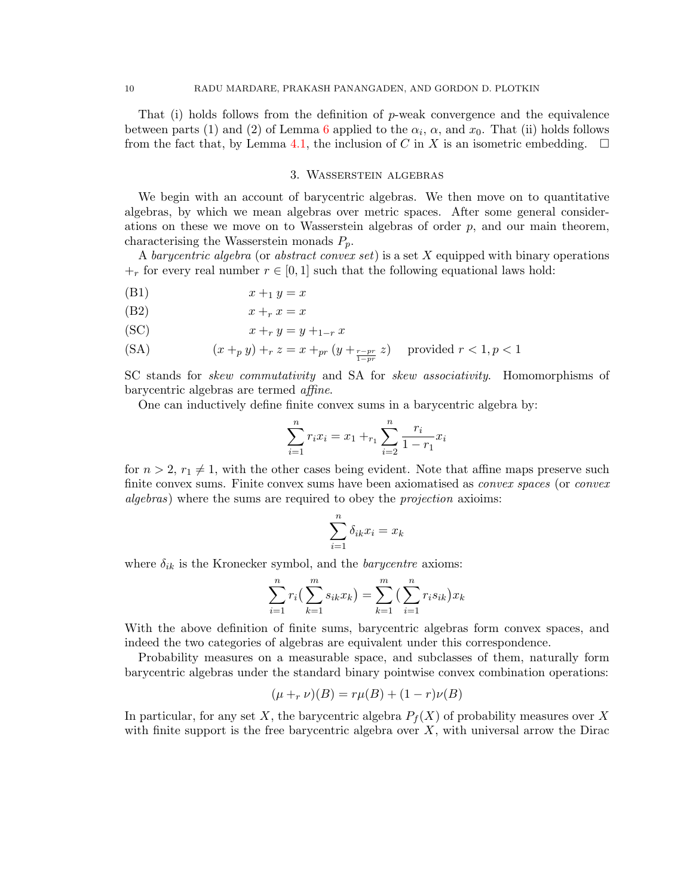That (i) holds follows from the definition of $p$-weak convergence and the equivalence between parts (1) and (2) of Lemma 6 applied to the $\alpha_i$, $\alpha$, and $x_0$. That (ii) holds follows from the fact that, by Lemma 4.1, the inclusion of $C$ in $X$ is an isometric embedding. $\square$

## 3. Wasserstein algebras

We begin with an account of barycentric algebras. We then move on to quantitative algebras, by which we mean algebras over metric spaces. After some general considerations on these we move on to Wasserstein algebras of order $p$, and our main theorem, characterising the Wasserstein monads $P_p$.

A *barycentric algebra* (or *abstract convex set*) is a set $X$ equipped with binary operations $+_r$ for every real number $r \in [0,1]$ such that the following equational laws hold:

(B1) $$x +_1 y = x$$

(B2) $$x +_r x = x$$

(SC) $$x +_r y = y +_{1-r} x$$

(SA) $$(x +_p y) +_r z = x +_{pr} (y +_{\frac{r-pr}{1-pr}} z) \quad \text{provided } r < 1, p < 1$$

SC stands for *skew commutativity* and SA for *skew associativity*. Homomorphisms of barycentric algebras are termed *affine*.

One can inductively define finite convex sums in a barycentric algebra by:

$$\sum_{i=1}^{n} r_i x_i = x_1 +_{r_1} \sum_{i=2}^{n} \frac{r_i}{1-r_1} x_i$$

for $n > 2$, $r_1 \neq 1$, with the other cases being evident. Note that affine maps preserve such finite convex sums. Finite convex sums have been axiomatised as *convex spaces* (or *convex algebras*) where the sums are required to obey the *projection* axioims:

$$\sum_{i=1}^{n} \delta_{ik} x_i = x_k$$

where $\delta_{ik}$ is the Kronecker symbol, and the *barycentre* axioms:

$$\sum_{i=1}^{n} r_i \Big( \sum_{k=1}^{m} s_{ik} x_k \Big) = \sum_{k=1}^{m} \Big( \sum_{i=1}^{n} r_i s_{ik} \Big) x_k$$

With the above definition of finite sums, barycentric algebras form convex spaces, and indeed the two categories of algebras are equivalent under this correspondence.

Probability measures on a measurable space, and subclasses of them, naturally form barycentric algebras under the standard binary pointwise convex combination operations:

$$(\mu +_r \nu)(B) = r\mu(B) + (1-r)\nu(B)$$

In particular, for any set $X$, the barycentric algebra $P_f(X)$ of probability measures over $X$ with finite support is the free barycentric algebra over $X$, with universal arrow the Dirac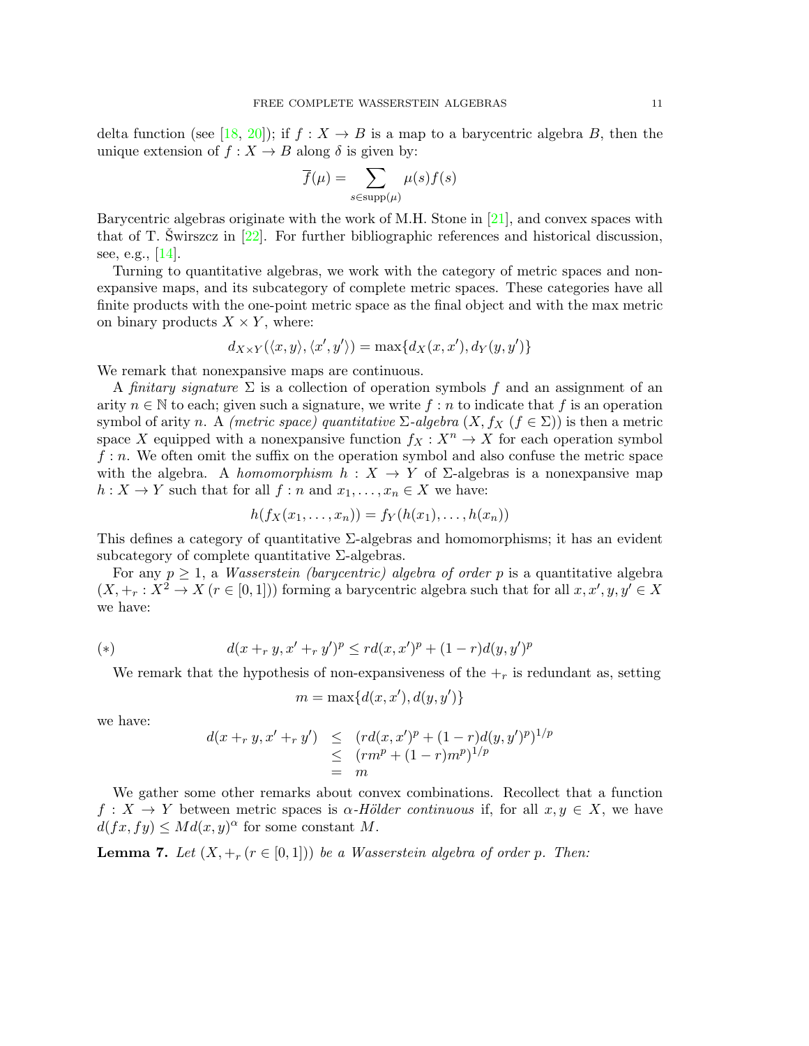delta function (see [18, 20]); if $f : X \to B$ is a map to a barycentric algebra $B$, then the unique extension of $f : X \to B$ along $\delta$ is given by:

$$\overline{f}(\mu) = \sum_{s \in \mathrm{supp}(\mu)} \mu(s) f(s)$$

Barycentric algebras originate with the work of M.H. Stone in [21], and convex spaces with that of T. Świrszcz in [22]. For further bibliographic references and historical discussion, see, e.g., [14].

Turning to quantitative algebras, we work with the category of metric spaces and nonexpansive maps, and its subcategory of complete metric spaces. These categories have all finite products with the one-point metric space as the final object and with the max metric on binary products $X \times Y$, where:

$$d_{X\times Y}(\langle x, y\rangle, \langle x', y'\rangle) = \max\{d_X(x, x'), d_Y(y, y')\}$$

We remark that nonexpansive maps are continuous.

A *finitary signature* $\Sigma$ is a collection of operation symbols $f$ and an assignment of an arity $n \in \mathbb{N}$ to each; given such a signature, we write $f : n$ to indicate that $f$ is an operation symbol of arity $n$. A *(metric space) quantitative* $\Sigma$*-algebra* $(X, f_X\ (f \in \Sigma))$ is then a metric space $X$ equipped with a nonexpansive function $f_X : X^n \to X$ for each operation symbol $f : n$. We often omit the suffix on the operation symbol and also confuse the metric space with the algebra. A *homomorphism* $h : X \to Y$ of $\Sigma$-algebras is a nonexpansive map $h : X \to Y$ such that for all $f : n$ and $x_1, \ldots, x_n \in X$ we have:

$$h(f_X(x_1, \ldots, x_n)) = f_Y(h(x_1), \ldots, h(x_n))$$

This defines a category of quantitative $\Sigma$-algebras and homomorphisms; it has an evident subcategory of complete quantitative $\Sigma$-algebras.

For any $p \geq 1$, a *Wasserstein (barycentric) algebra of order* $p$ is a quantitative algebra $(X, +_r : X^2 \to X\ (r \in [0, 1]))$ forming a barycentric algebra such that for all $x, x', y, y' \in X$ we have:

$$(*) \qquad d(x +_r y, x' +_r y')^p \leq r d(x, x')^p + (1 - r) d(y, y')^p$$

We remark that the hypothesis of non-expansiveness of the $+_r$ is redundant as, setting

$$m = \max\{d(x, x'), d(y, y')\}$$

we have:

$$\begin{array}{rcl} d(x +_r y, x' +_r y') & \leq & (r d(x, x')^p + (1 - r) d(y, y')^p)^{1/p} \\ & \leq & (r m^p + (1 - r) m^p)^{1/p} \\ & = & m \end{array}$$

We gather some other remarks about convex combinations. Recollect that a function $f : X \to Y$ between metric spaces is $\alpha$*-Hölder continuous* if, for all $x, y \in X$, we have $d(fx, fy) \leq M d(x, y)^\alpha$ for some constant $M$.

**Lemma 7.** *Let* $(X, +_r\ (r \in [0, 1]))$ *be a Wasserstein algebra of order* $p$*. Then:*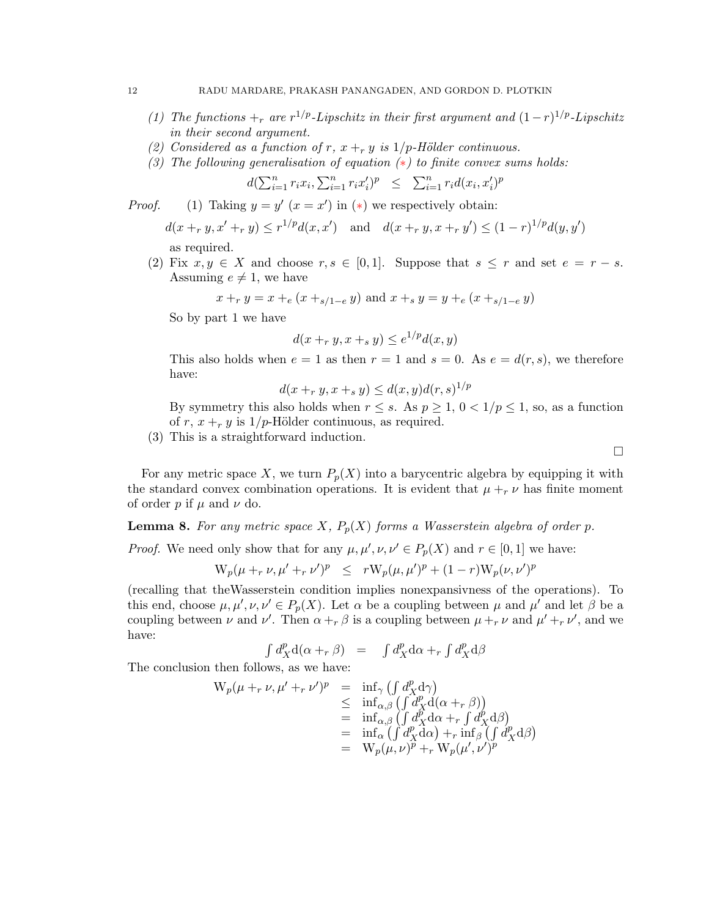*(1) The functions $+_r$ are $r^{1/p}$-Lipschitz in their first argument and $(1-r)^{1/p}$-Lipschitz in their second argument.*
*(2) Considered as a function of $r$, $x +_r y$ is $1/p$-Hölder continuous.*
*(3) The following generalisation of equation (∗) to finite convex sums holds:*

$$d(\textstyle\sum_{i=1}^n r_i x_i, \sum_{i=1}^n r_i x_i')^p \quad \leq \quad \sum_{i=1}^n r_i d(x_i, x_i')^p$$

*Proof.* (1) Taking $y = y'$ ($x = x'$) in (∗) we respectively obtain:

$$d(x +_r y, x' +_r y) \leq r^{1/p} d(x, x') \quad \text{and} \quad d(x +_r y, x +_r y') \leq (1-r)^{1/p} d(y, y')$$

as required.

(2) Fix $x, y \in X$ and choose $r, s \in [0,1]$. Suppose that $s \leq r$ and set $e = r - s$. Assuming $e \neq 1$, we have

$$x +_r y = x +_e (x +_{s/1-e} y) \text{ and } x +_s y = y +_e (x +_{s/1-e} y)$$

So by part 1 we have

$$d(x +_r y, x +_s y) \leq e^{1/p} d(x, y)$$

This also holds when $e = 1$ as then $r = 1$ and $s = 0$. As $e = d(r, s)$, we therefore have:

$$d(x +_r y, x +_s y) \leq d(x, y) d(r, s)^{1/p}$$

By symmetry this also holds when $r \leq s$. As $p \geq 1$, $0 < 1/p \leq 1$, so, as a function of $r$, $x +_r y$ is $1/p$-Hölder continuous, as required.

(3) This is a straightforward induction.

□

For any metric space $X$, we turn $P_p(X)$ into a barycentric algebra by equipping it with the standard convex combination operations. It is evident that $\mu +_r \nu$ has finite moment of order $p$ if $\mu$ and $\nu$ do.

**Lemma 8.** *For any metric space $X$, $P_p(X)$ forms a Wasserstein algebra of order $p$.*

*Proof.* We need only show that for any $\mu, \mu', \nu, \nu' \in P_p(X)$ and $r \in [0,1]$ we have:

$$\mathrm{W}_p(\mu +_r \nu, \mu' +_r \nu')^p \quad \leq \quad r\mathrm{W}_p(\mu, \mu')^p + (1-r)\mathrm{W}_p(\nu, \nu')^p$$

(recalling that theWasserstein condition implies nonexpansivness of the operations). To this end, choose $\mu, \mu', \nu, \nu' \in P_p(X)$. Let $\alpha$ be a coupling between $\mu$ and $\mu'$ and let $\beta$ be a coupling between $\nu$ and $\nu'$. Then $\alpha +_r \beta$ is a coupling between $\mu +_r \nu$ and $\mu' +_r \nu'$, and we have:

$$\int d_X^p \mathrm{d}(\alpha +_r \beta) \quad = \quad \int d_X^p \mathrm{d}\alpha +_r \int d_X^p \mathrm{d}\beta$$

The conclusion then follows, as we have:

$$\begin{array}{rcl}
\mathrm{W}_p(\mu +_r \nu, \mu' +_r \nu')^p & = & \inf_\gamma \left(\int d_X^p \mathrm{d}\gamma\right) \\
& \leq & \inf_{\alpha,\beta} \left(\int d_X^p \mathrm{d}(\alpha +_r \beta)\right) \\
& = & \inf_{\alpha,\beta} \left(\int d_X^p \mathrm{d}\alpha +_r \int d_X^p \mathrm{d}\beta\right) \\
& = & \inf_\alpha \left(\int d_X^p \mathrm{d}\alpha\right) +_r \inf_\beta \left(\int d_X^p \mathrm{d}\beta\right) \\
& = & \mathrm{W}_p(\mu, \nu)^p +_r \mathrm{W}_p(\mu', \nu')^p
\end{array}$$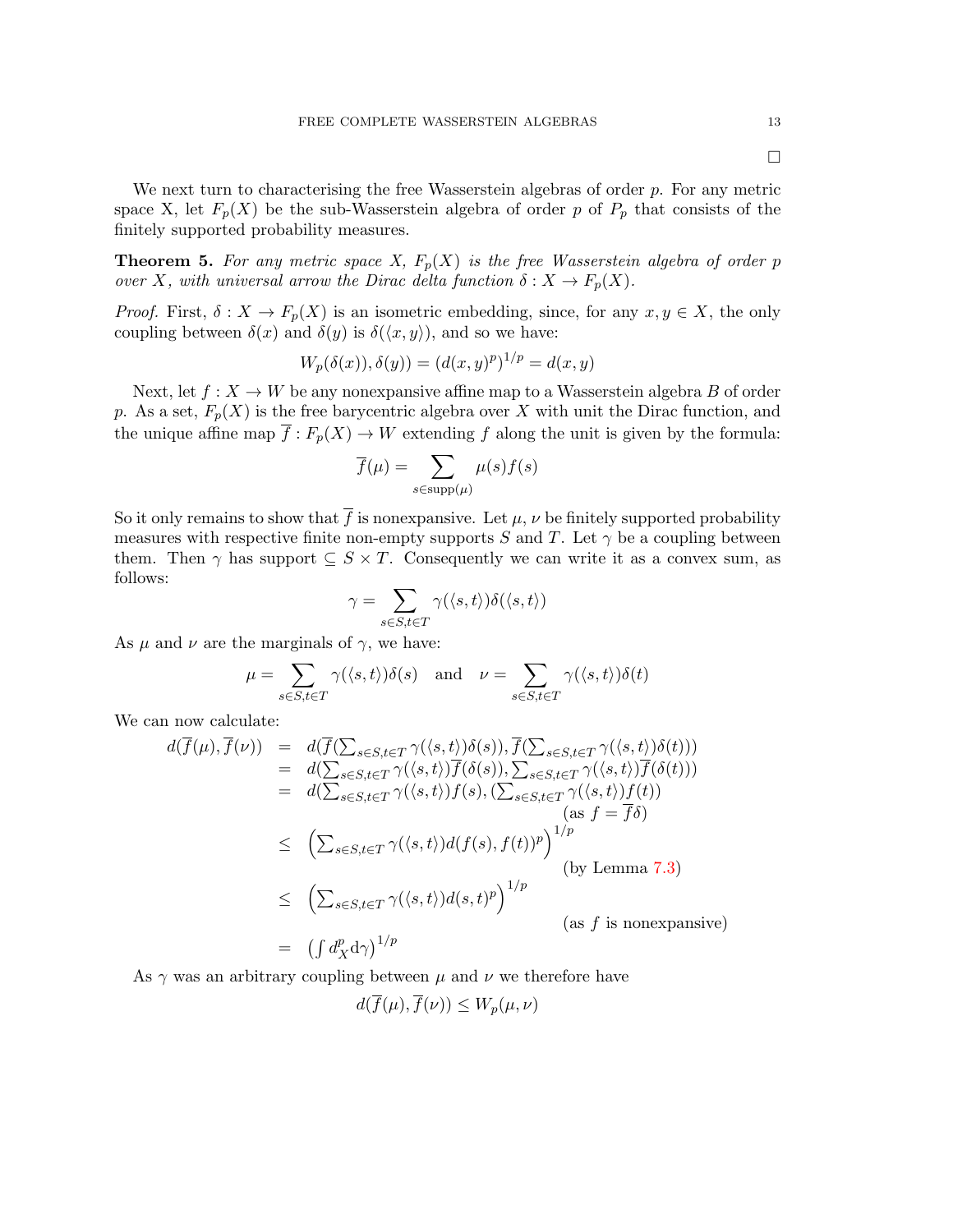□

We next turn to characterising the free Wasserstein algebras of order $p$. For any metric space X, let $F_p(X)$ be the sub-Wasserstein algebra of order $p$ of $P_p$ that consists of the finitely supported probability measures.

**Theorem 5.** *For any metric space $X$, $F_p(X)$ is the free Wasserstein algebra of order $p$ over $X$, with universal arrow the Dirac delta function $\delta : X \to F_p(X)$.*

*Proof.* First, $\delta : X \to F_p(X)$ is an isometric embedding, since, for any $x, y \in X$, the only coupling between $\delta(x)$ and $\delta(y)$ is $\delta(\langle x, y\rangle)$, and so we have:

$$W_p(\delta(x)), \delta(y)) = (d(x,y)^p)^{1/p} = d(x,y)$$

Next, let $f : X \to W$ be any nonexpansive affine map to a Wasserstein algebra $B$ of order $p$. As a set, $F_p(X)$ is the free barycentric algebra over $X$ with unit the Dirac function, and the unique affine map $\overline{f} : F_p(X) \to W$ extending $f$ along the unit is given by the formula:

$$\overline{f}(\mu) = \sum_{s \in \mathrm{supp}(\mu)} \mu(s) f(s)$$

So it only remains to show that $\overline{f}$ is nonexpansive. Let $\mu$, $\nu$ be finitely supported probability measures with respective finite non-empty supports $S$ and $T$. Let $\gamma$ be a coupling between them. Then $\gamma$ has support $\subseteq S \times T$. Consequently we can write it as a convex sum, as follows:

$$\gamma = \sum_{s \in S, t \in T} \gamma(\langle s, t\rangle)\delta(\langle s, t\rangle)$$

As $\mu$ and $\nu$ are the marginals of $\gamma$, we have:

$$\mu = \sum_{s \in S, t \in T} \gamma(\langle s, t\rangle)\delta(s) \quad \text{and} \quad \nu = \sum_{s \in S, t \in T} \gamma(\langle s, t\rangle)\delta(t)$$

We can now calculate:

$$\begin{array}{rcl}
d(\overline{f}(\mu), \overline{f}(\nu)) & = & d(\overline{f}(\sum_{s \in S, t \in T} \gamma(\langle s, t\rangle)\delta(s)), \overline{f}(\sum_{s \in S, t \in T} \gamma(\langle s, t\rangle)\delta(t))) \\
& = & d(\sum_{s \in S, t \in T} \gamma(\langle s, t\rangle)\overline{f}(\delta(s)), \sum_{s \in S, t \in T} \gamma(\langle s, t\rangle)\overline{f}(\delta(t))) \\
& = & d(\sum_{s \in S, t \in T} \gamma(\langle s, t\rangle)f(s), (\sum_{s \in S, t \in T} \gamma(\langle s, t\rangle)f(t)) \\
& & \qquad\qquad\qquad\qquad (\text{as } f = \overline{f}\delta) \\
& \leq & \left(\sum_{s \in S, t \in T} \gamma(\langle s, t\rangle) d(f(s), f(t))^p\right)^{1/p} \\
& & \qquad\qquad\qquad\qquad (\text{by Lemma 7.3}) \\
& \leq & \left(\sum_{s \in S, t \in T} \gamma(\langle s, t\rangle) d(s, t)^p\right)^{1/p} \\
& & \qquad\qquad\qquad\qquad (\text{as } f \text{ is nonexpansive}) \\
& = & \left(\int d_X^p \mathrm{d}\gamma\right)^{1/p}
\end{array}$$

As $\gamma$ was an arbitrary coupling between $\mu$ and $\nu$ we therefore have

$$d(\overline{f}(\mu), \overline{f}(\nu)) \leq W_p(\mu, \nu)$$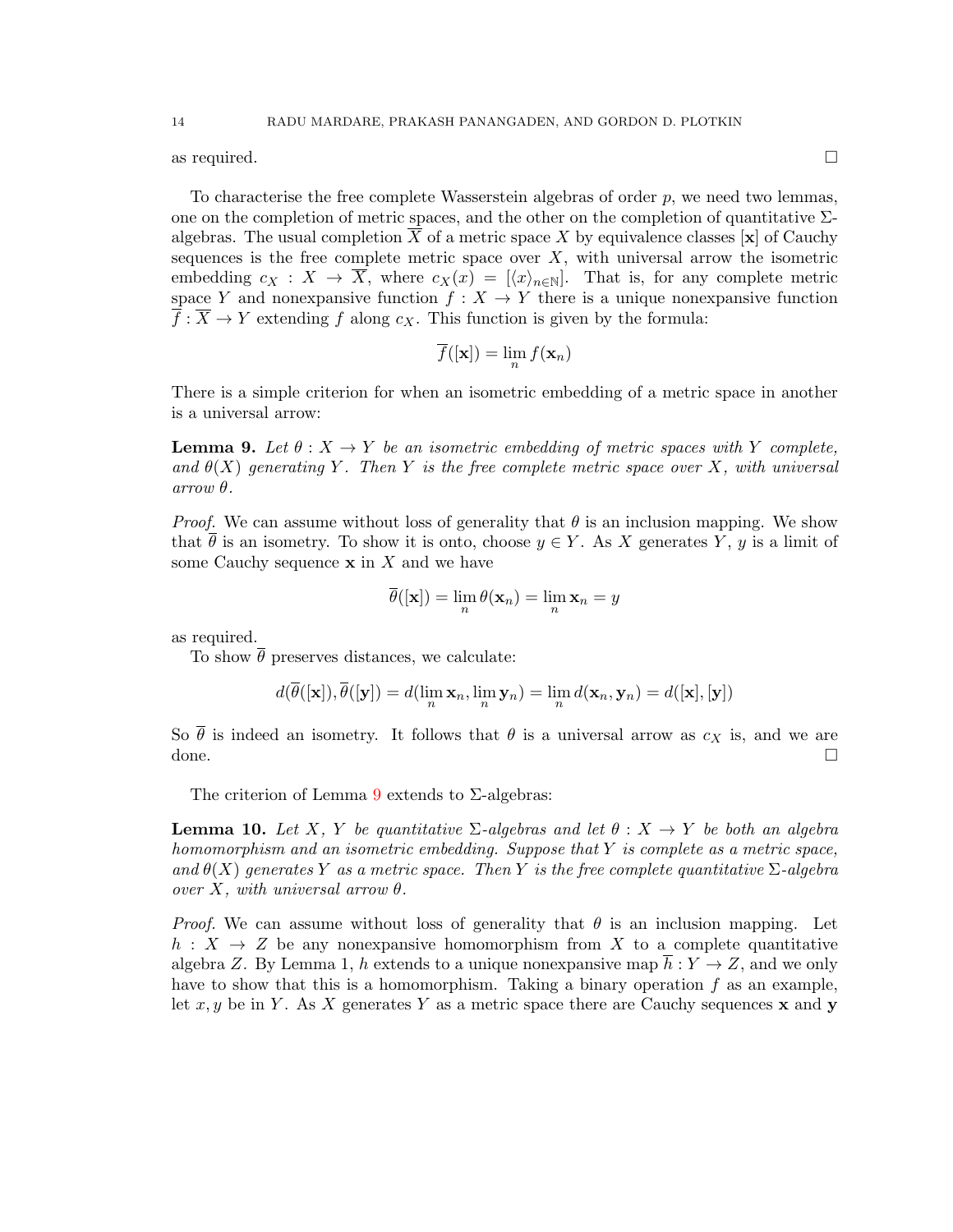as required. □

To characterise the free complete Wasserstein algebras of order $p$, we need two lemmas, one on the completion of metric spaces, and the other on the completion of quantitative $\Sigma$-algebras. The usual completion $\overline{X}$ of a metric space $X$ by equivalence classes $[\mathbf{x}]$ of Cauchy sequences is the free complete metric space over $X$, with universal arrow the isometric embedding $c_X : X \to \overline{X}$, where $c_X(x) = [\langle x \rangle_{n \in \mathbb{N}}]$. That is, for any complete metric space $Y$ and nonexpansive function $f : X \to Y$ there is a unique nonexpansive function $\overline{f} : \overline{X} \to Y$ extending $f$ along $c_X$. This function is given by the formula:

$$\overline{f}([\mathbf{x}]) = \lim_n f(\mathbf{x}_n)$$

There is a simple criterion for when an isometric embedding of a metric space in another is a universal arrow:

**Lemma 9.** *Let $\theta : X \to Y$ be an isometric embedding of metric spaces with $Y$ complete, and $\theta(X)$ generating $Y$. Then $Y$ is the free complete metric space over $X$, with universal arrow $\theta$.*

*Proof.* We can assume without loss of generality that $\theta$ is an inclusion mapping. We show that $\overline{\theta}$ is an isometry. To show it is onto, choose $y \in Y$. As $X$ generates $Y$, $y$ is a limit of some Cauchy sequence $\mathbf{x}$ in $X$ and we have

$$\overline{\theta}([\mathbf{x}]) = \lim_n \theta(\mathbf{x}_n) = \lim_n \mathbf{x}_n = y$$

as required.

To show $\overline{\theta}$ preserves distances, we calculate:

$$d(\overline{\theta}([\mathbf{x}]), \overline{\theta}([\mathbf{y}]) = d(\lim_n \mathbf{x}_n, \lim_n \mathbf{y}_n) = \lim_n d(\mathbf{x}_n, \mathbf{y}_n) = d([\mathbf{x}], [\mathbf{y}])$$

So $\overline{\theta}$ is indeed an isometry. It follows that $\theta$ is a universal arrow as $c_X$ is, and we are done. □

The criterion of Lemma 9 extends to $\Sigma$-algebras:

**Lemma 10.** *Let $X$, $Y$ be quantitative $\Sigma$-algebras and let $\theta : X \to Y$ be both an algebra homomorphism and an isometric embedding. Suppose that $Y$ is complete as a metric space, and $\theta(X)$ generates $Y$ as a metric space. Then $Y$ is the free complete quantitative $\Sigma$-algebra over $X$, with universal arrow $\theta$.*

*Proof.* We can assume without loss of generality that $\theta$ is an inclusion mapping. Let $h : X \to Z$ be any nonexpansive homomorphism from $X$ to a complete quantitative algebra $Z$. By Lemma 1, $h$ extends to a unique nonexpansive map $\overline{h} : Y \to Z$, and we only have to show that this is a homomorphism. Taking a binary operation $f$ as an example, let $x, y$ be in $Y$. As $X$ generates $Y$ as a metric space there are Cauchy sequences $\mathbf{x}$ and $\mathbf{y}$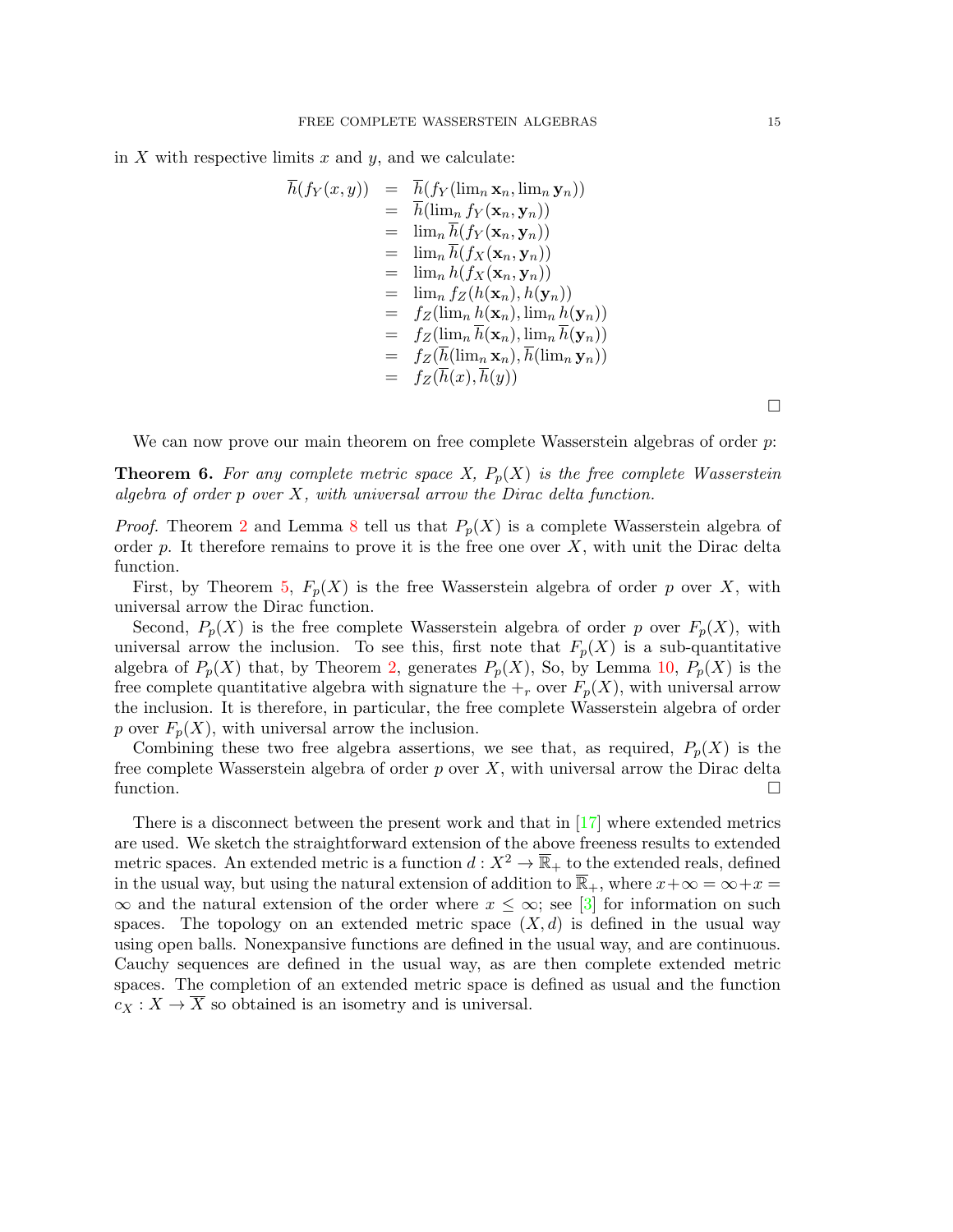in $X$ with respective limits $x$ and $y$, and we calculate:

$$
\begin{array}{rcl}
\overline{h}(f_Y(x,y)) & = & \overline{h}(f_Y(\lim_n \mathbf{x}_n, \lim_n \mathbf{y}_n)) \\
& = & \overline{h}(\lim_n f_Y(\mathbf{x}_n, \mathbf{y}_n)) \\
& = & \lim_n \overline{h}(f_Y(\mathbf{x}_n, \mathbf{y}_n)) \\
& = & \lim_n \overline{h}(f_X(\mathbf{x}_n, \mathbf{y}_n)) \\
& = & \lim_n h(f_X(\mathbf{x}_n, \mathbf{y}_n)) \\
& = & \lim_n f_Z(h(\mathbf{x}_n), h(\mathbf{y}_n)) \\
& = & f_Z(\lim_n h(\mathbf{x}_n), \lim_n h(\mathbf{y}_n)) \\
& = & f_Z(\lim_n \overline{h}(\mathbf{x}_n), \lim_n \overline{h}(\mathbf{y}_n)) \\
& = & f_Z(\overline{h}(\lim_n \mathbf{x}_n), \overline{h}(\lim_n \mathbf{y}_n)) \\
& = & f_Z(\overline{h}(x), \overline{h}(y))
\end{array}
$$

□

We can now prove our main theorem on free complete Wasserstein algebras of order $p$:

**Theorem 6.** *For any complete metric space $X$, $P_p(X)$ is the free complete Wasserstein algebra of order $p$ over $X$, with universal arrow the Dirac delta function.*

*Proof.* Theorem 2 and Lemma 8 tell us that $P_p(X)$ is a complete Wasserstein algebra of order $p$. It therefore remains to prove it is the free one over $X$, with unit the Dirac delta function.

First, by Theorem 5, $F_p(X)$ is the free Wasserstein algebra of order $p$ over $X$, with universal arrow the Dirac function.

Second, $P_p(X)$ is the free complete Wasserstein algebra of order $p$ over $F_p(X)$, with universal arrow the inclusion. To see this, first note that $F_p(X)$ is a sub-quantitative algebra of $P_p(X)$ that, by Theorem 2, generates $P_p(X)$, So, by Lemma 10, $P_p(X)$ is the free complete quantitative algebra with signature the $+_r$ over $F_p(X)$, with universal arrow the inclusion. It is therefore, in particular, the free complete Wasserstein algebra of order $p$ over $F_p(X)$, with universal arrow the inclusion.

Combining these two free algebra assertions, we see that, as required, $P_p(X)$ is the free complete Wasserstein algebra of order $p$ over $X$, with universal arrow the Dirac delta function. □

There is a disconnect between the present work and that in [17] where extended metrics are used. We sketch the straightforward extension of the above freeness results to extended metric spaces. An extended metric is a function $d : X^2 \to \overline{\mathbb{R}}_+$ to the extended reals, defined in the usual way, but using the natural extension of addition to $\overline{\mathbb{R}}_+$, where $x+\infty = \infty+x = \infty$ and the natural extension of the order where $x \leq \infty$; see [3] for information on such spaces. The topology on an extended metric space $(X, d)$ is defined in the usual way using open balls. Nonexpansive functions are defined in the usual way, and are continuous. Cauchy sequences are defined in the usual way, as are then complete extended metric spaces. The completion of an extended metric space is defined as usual and the function $c_X : X \to \overline{X}$ so obtained is an isometry and is universal.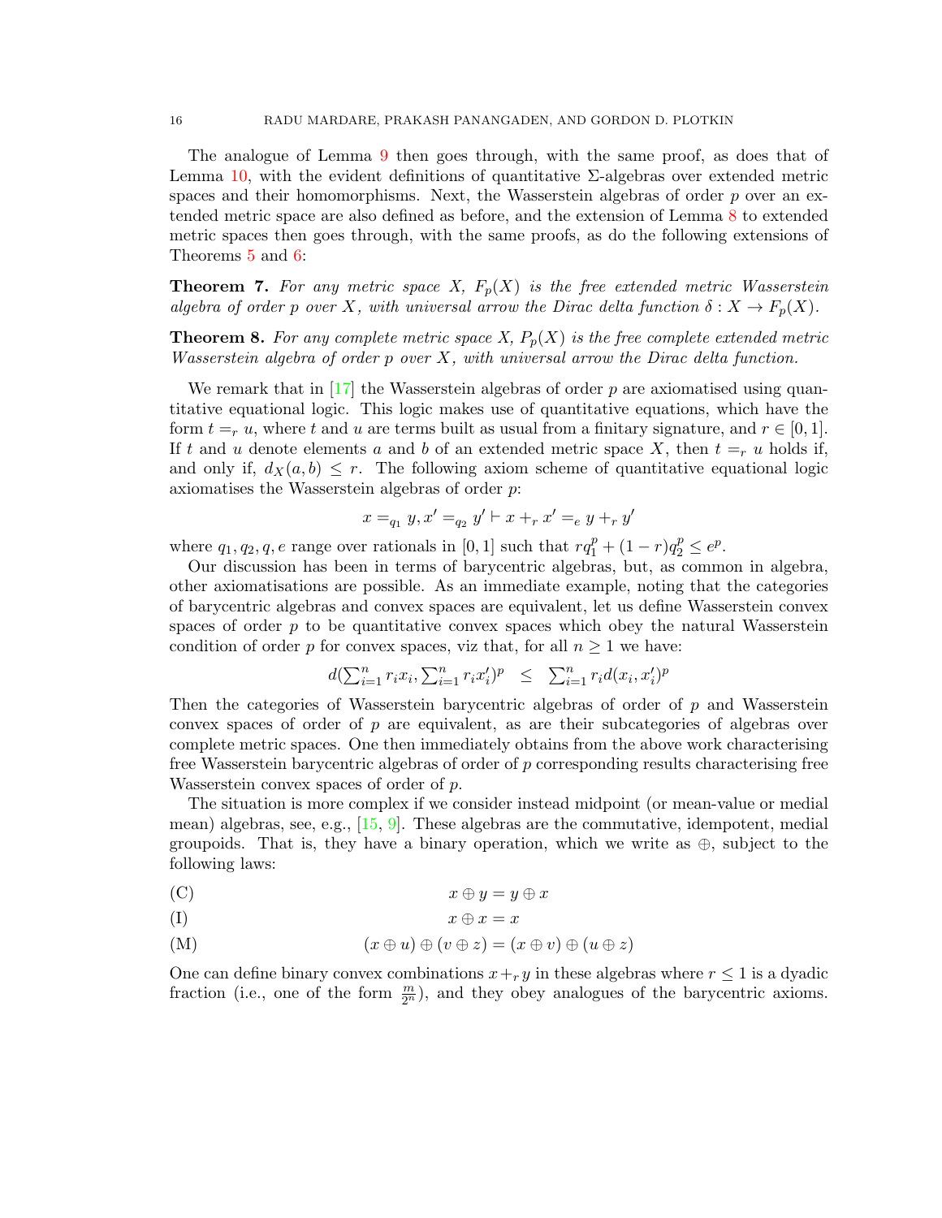The analogue of Lemma 9 then goes through, with the same proof, as does that of Lemma 10, with the evident definitions of quantitative $\Sigma$-algebras over extended metric spaces and their homomorphisms. Next, the Wasserstein algebras of order $p$ over an extended metric space are also defined as before, and the extension of Lemma 8 to extended metric spaces then goes through, with the same proofs, as do the following extensions of Theorems 5 and 6:

**Theorem 7.** *For any metric space $X$, $F_p(X)$ is the free extended metric Wasserstein algebra of order $p$ over $X$, with universal arrow the Dirac delta function $\delta : X \to F_p(X)$.*

**Theorem 8.** *For any complete metric space $X$, $P_p(X)$ is the free complete extended metric Wasserstein algebra of order $p$ over $X$, with universal arrow the Dirac delta function.*

We remark that in [17] the Wasserstein algebras of order $p$ are axiomatised using quantitative equational logic. This logic makes use of quantitative equations, which have the form $t =_r u$, where $t$ and $u$ are terms built as usual from a finitary signature, and $r \in [0, 1]$. If $t$ and $u$ denote elements $a$ and $b$ of an extended metric space $X$, then $t =_r u$ holds if, and only if, $d_X(a, b) \leq r$. The following axiom scheme of quantitative equational logic axiomatises the Wasserstein algebras of order $p$:

$$x =_{q_1} y, x' =_{q_2} y' \vdash x +_r x' =_e y +_r y'$$

where $q_1, q_2, q, e$ range over rationals in $[0, 1]$ such that $rq_1^p + (1 - r)q_2^p \leq e^p$.

Our discussion has been in terms of barycentric algebras, but, as common in algebra, other axiomatisations are possible. As an immediate example, noting that the categories of barycentric algebras and convex spaces are equivalent, let us define Wasserstein convex spaces of order $p$ to be quantitative convex spaces which obey the natural Wasserstein condition of order $p$ for convex spaces, viz that, for all $n \geq 1$ we have:

$$d(\textstyle\sum_{i=1}^n r_i x_i, \sum_{i=1}^n r_i x'_i)^p \quad \leq \quad \sum_{i=1}^n r_i d(x_i, x'_i)^p$$

Then the categories of Wasserstein barycentric algebras of order of $p$ and Wasserstein convex spaces of order of $p$ are equivalent, as are their subcategories of algebras over complete metric spaces. One then immediately obtains from the above work characterising free Wasserstein barycentric algebras of order of $p$ corresponding results characterising free Wasserstein convex spaces of order of $p$.

The situation is more complex if we consider instead midpoint (or mean-value or medial mean) algebras, see, e.g., [15, 9]. These algebras are the commutative, idempotent, medial groupoids. That is, they have a binary operation, which we write as $\oplus$, subject to the following laws:

(C) $$x \oplus y = y \oplus x$$

(I) $$x \oplus x = x$$

(M) $$(x \oplus u) \oplus (v \oplus z) = (x \oplus v) \oplus (u \oplus z)$$

One can define binary convex combinations $x +_r y$ in these algebras where $r \leq 1$ is a dyadic fraction (i.e., one of the form $\frac{m}{2^n}$), and they obey analogues of the barycentric axioms.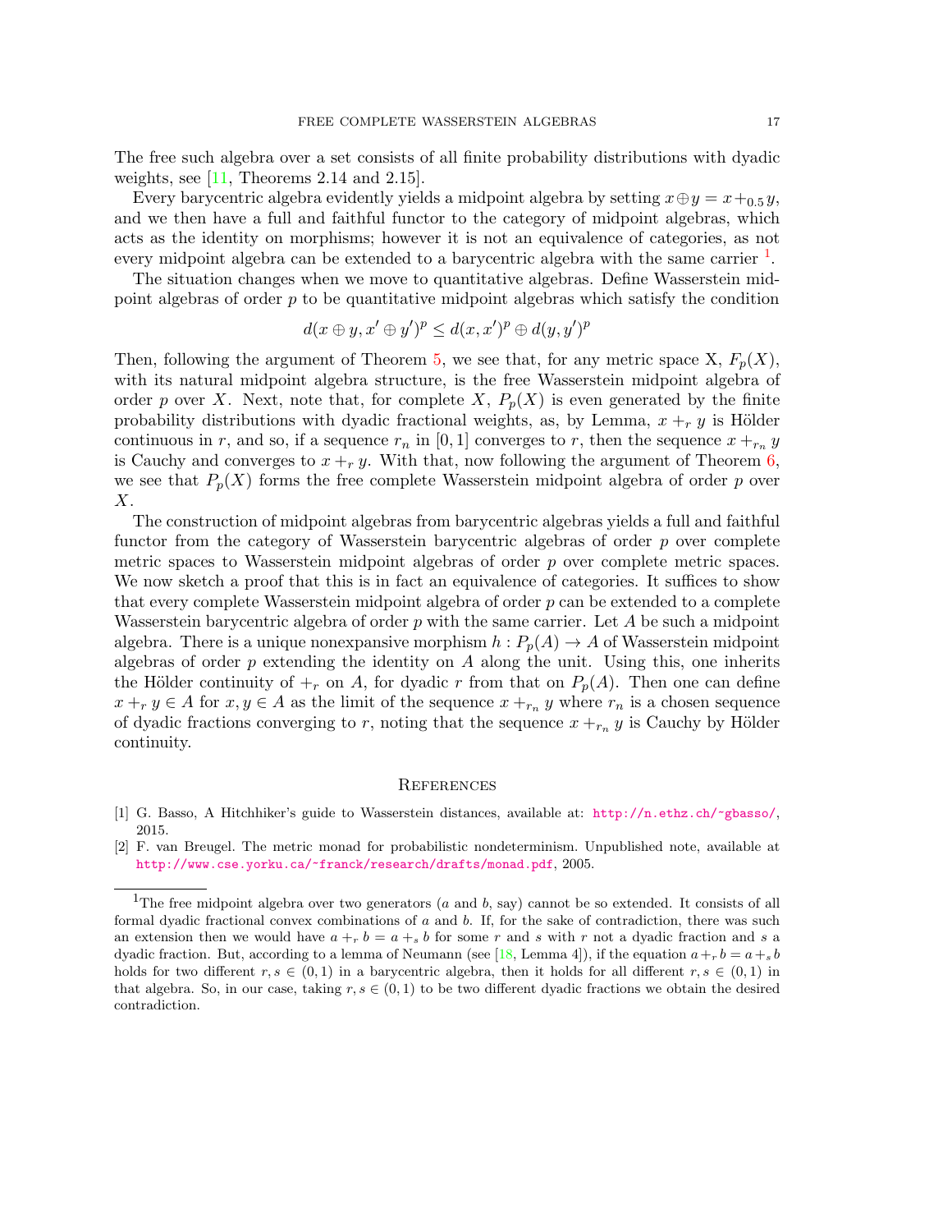The free such algebra over a set consists of all finite probability distributions with dyadic weights, see [11, Theorems 2.14 and 2.15].

Every barycentric algebra evidently yields a midpoint algebra by setting $x \oplus y = x +_{0.5} y$, and we then have a full and faithful functor to the category of midpoint algebras, which acts as the identity on morphisms; however it is not an equivalence of categories, as not every midpoint algebra can be extended to a barycentric algebra with the same carrier [1].

The situation changes when we move to quantitative algebras. Define Wasserstein midpoint algebras of order $p$ to be quantitative midpoint algebras which satisfy the condition

$$d(x \oplus y, x' \oplus y')^p \leq d(x, x')^p \oplus d(y, y')^p$$

Then, following the argument of Theorem 5, we see that, for any metric space X, $F_p(X)$, with its natural midpoint algebra structure, is the free Wasserstein midpoint algebra of order $p$ over $X$. Next, note that, for complete $X$, $P_p(X)$ is even generated by the finite probability distributions with dyadic fractional weights, as, by Lemma, $x +_r y$ is Hölder continuous in $r$, and so, if a sequence $r_n$ in $[0,1]$ converges to $r$, then the sequence $x +_{r_n} y$ is Cauchy and converges to $x +_r y$. With that, now following the argument of Theorem 6, we see that $P_p(X)$ forms the free complete Wasserstein midpoint algebra of order $p$ over $X$.

The construction of midpoint algebras from barycentric algebras yields a full and faithful functor from the category of Wasserstein barycentric algebras of order $p$ over complete metric spaces to Wasserstein midpoint algebras of order $p$ over complete metric spaces. We now sketch a proof that this is in fact an equivalence of categories. It suffices to show that every complete Wasserstein midpoint algebra of order $p$ can be extended to a complete Wasserstein barycentric algebra of order $p$ with the same carrier. Let $A$ be such a midpoint algebra. There is a unique nonexpansive morphism $h : P_p(A) \to A$ of Wasserstein midpoint algebras of order $p$ extending the identity on $A$ along the unit. Using this, one inherits the Hölder continuity of $+_r$ on $A$, for dyadic $r$ from that on $P_p(A)$. Then one can define $x +_r y \in A$ for $x, y \in A$ as the limit of the sequence $x +_{r_n} y$ where $r_n$ is a chosen sequence of dyadic fractions converging to $r$, noting that the sequence $x +_{r_n} y$ is Cauchy by Hölder continuity.

## References

[1] G. Basso, A Hitchhiker's guide to Wasserstein distances, available at: http://n.ethz.ch/~gbasso/, 2015.

[2] F. van Breugel. The metric monad for probabilistic nondeterminism. Unpublished note, available at http://www.cse.yorku.ca/~franck/research/drafts/monad.pdf, 2005.

[1] The free midpoint algebra over two generators ($a$ and $b$, say) cannot be so extended. It consists of all formal dyadic fractional convex combinations of $a$ and $b$. If, for the sake of contradiction, there was such an extension then we would have $a +_r b = a +_s b$ for some $r$ and $s$ with $r$ not a dyadic fraction and $s$ a dyadic fraction. But, according to a lemma of Neumann (see [18, Lemma 4]), if the equation $a +_r b = a +_s b$ holds for two different $r, s \in (0,1)$ in a barycentric algebra, then it holds for all different $r, s \in (0,1)$ in that algebra. So, in our case, taking $r, s \in (0,1)$ to be two different dyadic fractions we obtain the desired contradiction.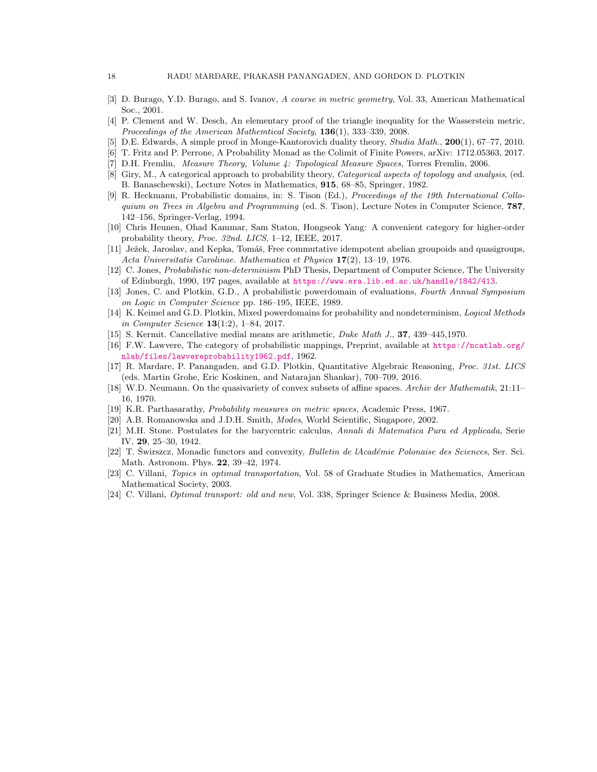[3] D. Burago, Y.D. Burago, and S. Ivanov, *A course in metric geometry*, Vol. 33, American Mathematical Soc., 2001.

[4] P. Clement and W. Desch, An elementary proof of the triangle inequality for the Wasserstein metric, *Proceedings of the American Mathemtical Society*, **136**(1), 333–339, 2008.

[5] D.E. Edwards, A simple proof in Monge-Kantorovich duality theory, *Studia Math.*, **200**(1), 67–77, 2010.

[6] T. Fritz and P. Perrone, A Probability Monad as the Colimit of Finite Powers, arXiv: 1712.05363, 2017.

[7] D.H. Fremlin, *Measure Theory, Volume 4: Topological Measure Spaces*, Torres Fremlin, 2006.

[8] Giry, M., A categorical approach to probability theory, *Categorical aspects of topology and analysis*, (ed. B. Banaschewski), Lecture Notes in Mathematics, **915**, 68–85, Springer, 1982.

[9] R. Heckmann, Probabilistic domains, in: S. Tison (Ed.), *Proceedings of the 19th International Colloquium on Trees in Algebra and Programming* (ed. S. Tison), Lecture Notes in Computer Science, **787**, 142–156, Springer-Verlag, 1994.

[10] Chris Heunen, Ohad Kammar, Sam Staton, Hongseok Yang: A convenient category for higher-order probability theory, *Proc. 32nd. LICS*, 1–12, IEEE, 2017.

[11] Ježek, Jaroslav, and Kepka, Tomáš, Free commutative idempotent abelian groupoids and quasigroups, *Acta Universitatis Carolinae. Mathematica et Physica* **17**(2), 13–19, 1976.

[12] C. Jones, *Probabilistic non-determinism* PhD Thesis, Department of Computer Science, The University of Edinburgh, 1990, 197 pages, available at https://www.era.lib.ed.ac.uk/handle/1842/413.

[13] Jones, C. and Plotkin, G.D., A probabilistic powerdomain of evaluations, *Fourth Annual Symposium on Logic in Computer Science* pp. 186–195, IEEE, 1989.

[14] K. Keimel and G.D. Plotkin, Mixed powerdomains for probability and nondeterminism, *Logical Methods in Computer Science* **13**(1:2), 1–84, 2017.

[15] S. Kermit. Cancellative medial means are arithmetic, *Duke Math J.*, **37**, 439–445,1970.

[16] F.W. Lawvere, The category of probabilistic mappings, Preprint, available at https://ncatlab.org/nlab/files/lawvereprobability1962.pdf, 1962.

[17] R. Mardare, P. Panangaden, and G.D. Plotkin, Quantitative Algebraic Reasoning, *Proc. 31st. LICS* (eds. Martin Grohe, Eric Koskinen, and Natarajan Shankar), 700–709, 2016.

[18] W.D. Neumann. On the quasivariety of convex subsets of affine spaces. *Archiv der Mathematik*, 21:11–16, 1970.

[19] K.R. Parthasarathy, *Probability measures on metric spaces*, Academic Press, 1967.

[20] A.B. Romanowska and J.D.H. Smith, *Modes*, World Scientific, Singapore, 2002.

[21] M.H. Stone. Postulates for the barycentric calculus, *Annali di Matematica Pura ed Applicada*, Serie IV, **29**, 25–30, 1942.

[22] T. Šwirszcz, Monadic functors and convexity, *Bulletin de lAcadémie Polonaise des Sciences*, Ser. Sci. Math. Astronom. Phys. **22**, 39–42, 1974.

[23] C. Villani, *Topics in optimal transportation*, Vol. 58 of Graduate Studies in Mathematics, American Mathematical Society, 2003.

[24] C. Villani, *Optimal transport: old and new*, Vol. 338, Springer Science & Business Media, 2008.